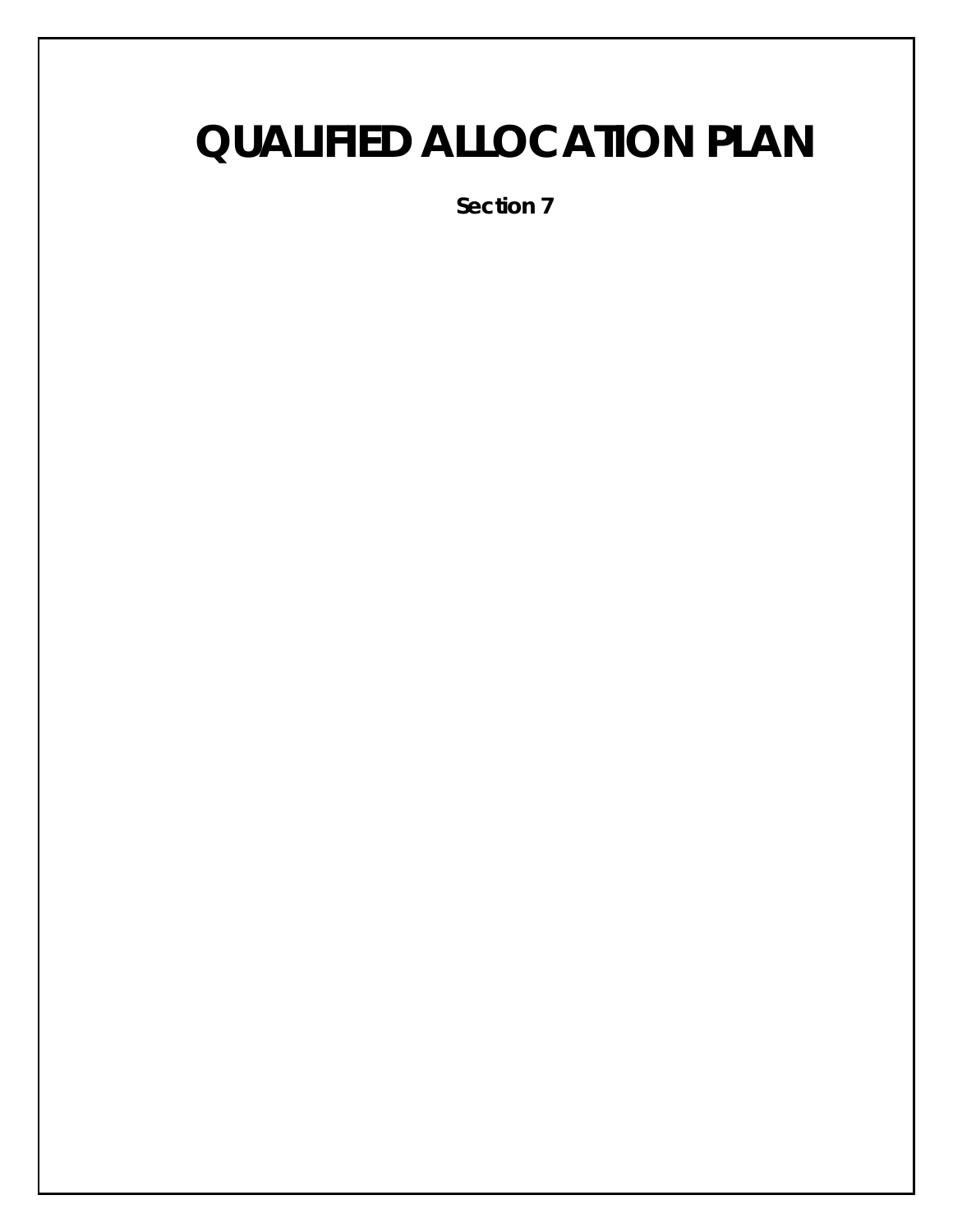# QUALIFIED ALLOCATION PLAN

**Section 7**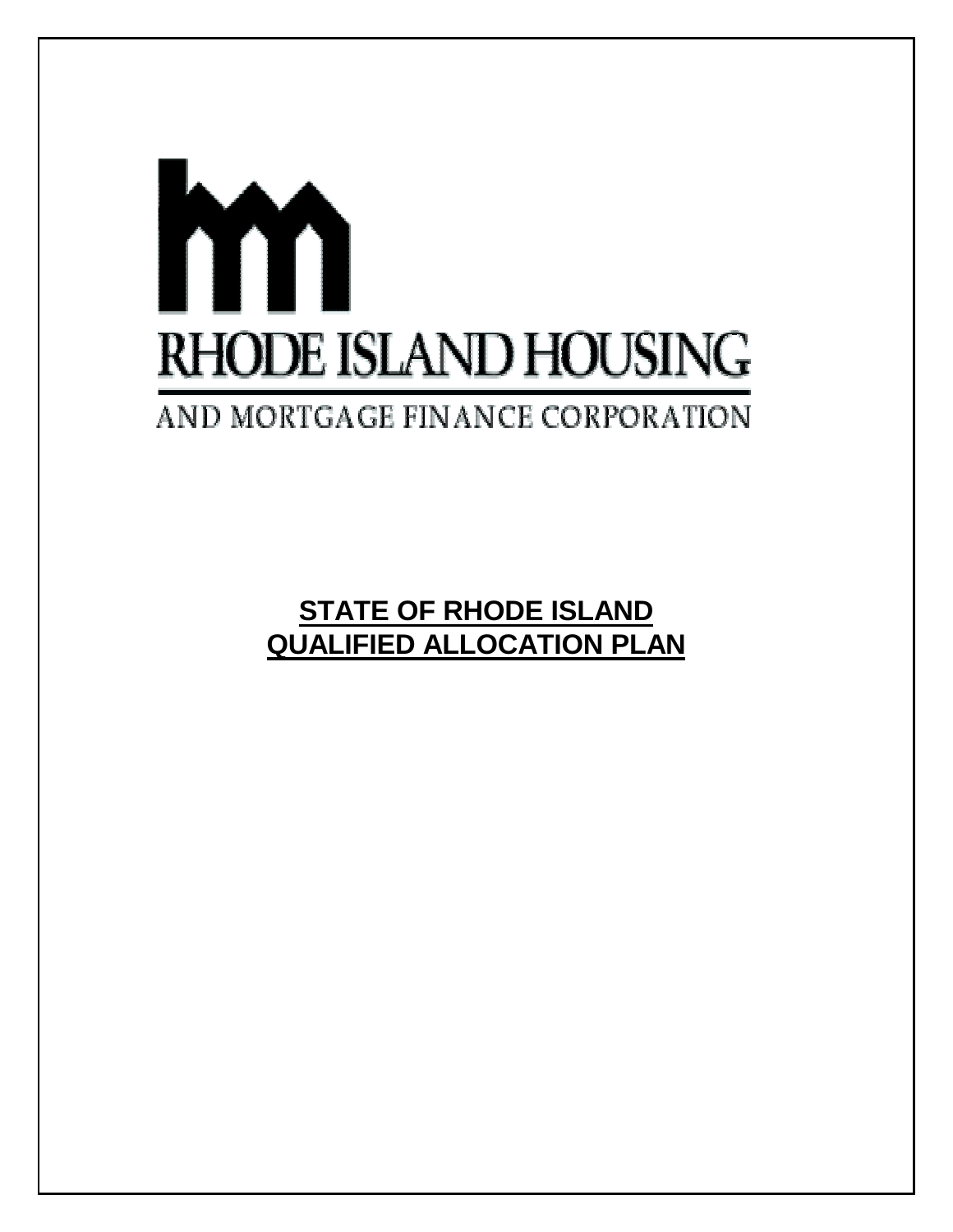RHODE ISLAND HOUSING

AND MORTGAGE FINANCE CORPORATION

**STATE OF RHODE ISLAND**
**QUALIFIED ALLOCATION PLAN**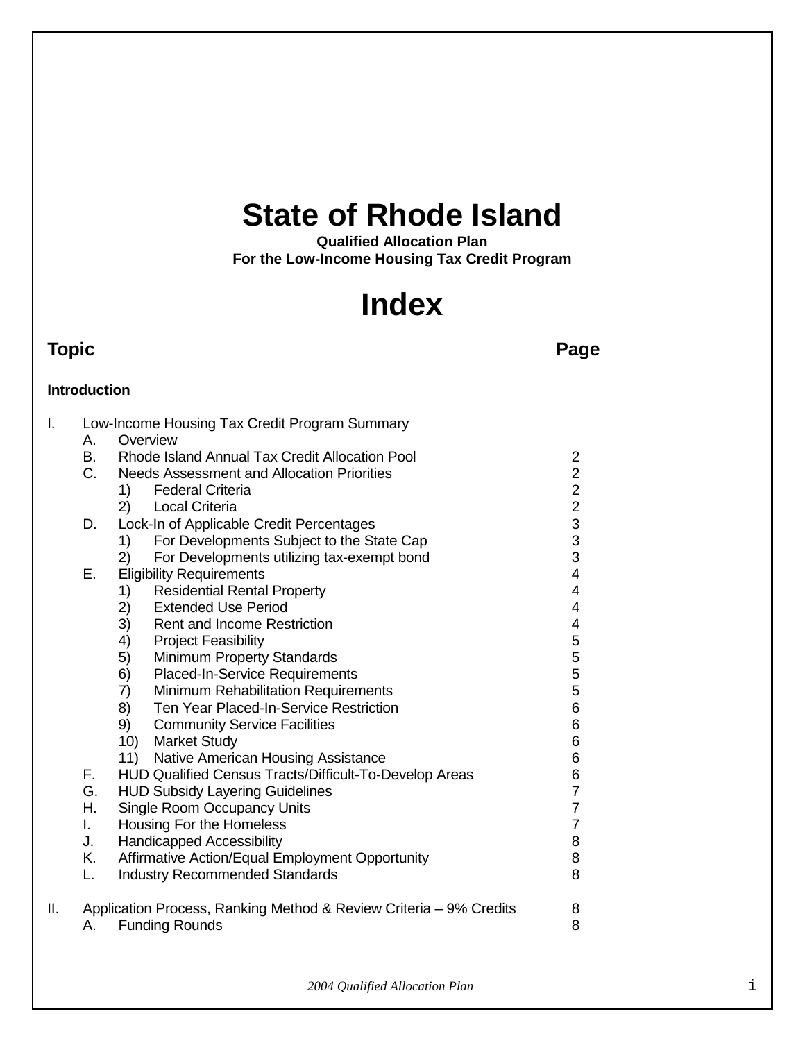# State of Rhode Island

**Qualified Allocation Plan**
**For the Low-Income Housing Tax Credit Program**

# Index

| Topic | | | | Page |
|---|---|---|---|---|
| **Introduction** | | | | |
| I. | Low-Income Housing Tax Credit Program Summary | | | |
| | A. | Overview | | |
| | B. | Rhode Island Annual Tax Credit Allocation Pool | | 2 |
| | C. | Needs Assessment and Allocation Priorities | | 2 |
| | | 1) | Federal Criteria | 2 |
| | | 2) | Local Criteria | 2 |
| | D. | Lock-In of Applicable Credit Percentages | | 3 |
| | | 1) | For Developments Subject to the State Cap | 3 |
| | | 2) | For Developments utilizing tax-exempt bond | 3 |
| | E. | Eligibility Requirements | | 4 |
| | | 1) | Residential Rental Property | 4 |
| | | 2) | Extended Use Period | 4 |
| | | 3) | Rent and Income Restriction | 4 |
| | | 4) | Project Feasibility | 5 |
| | | 5) | Minimum Property Standards | 5 |
| | | 6) | Placed-In-Service Requirements | 5 |
| | | 7) | Minimum Rehabilitation Requirements | 5 |
| | | 8) | Ten Year Placed-In-Service Restriction | 6 |
| | | 9) | Community Service Facilities | 6 |
| | | 10) | Market Study | 6 |
| | | 11) | Native American Housing Assistance | 6 |
| | F. | HUD Qualified Census Tracts/Difficult-To-Develop Areas | | 6 |
| | G. | HUD Subsidy Layering Guidelines | | 7 |
| | H. | Single Room Occupancy Units | | 7 |
| | I. | Housing For the Homeless | | 7 |
| | J. | Handicapped Accessibility | | 8 |
| | K. | Affirmative Action/Equal Employment Opportunity | | 8 |
| | L. | Industry Recommended Standards | | 8 |
| II. | Application Process, Ranking Method & Review Criteria – 9% Credits | | | 8 |
| | A. | Funding Rounds | | 8 |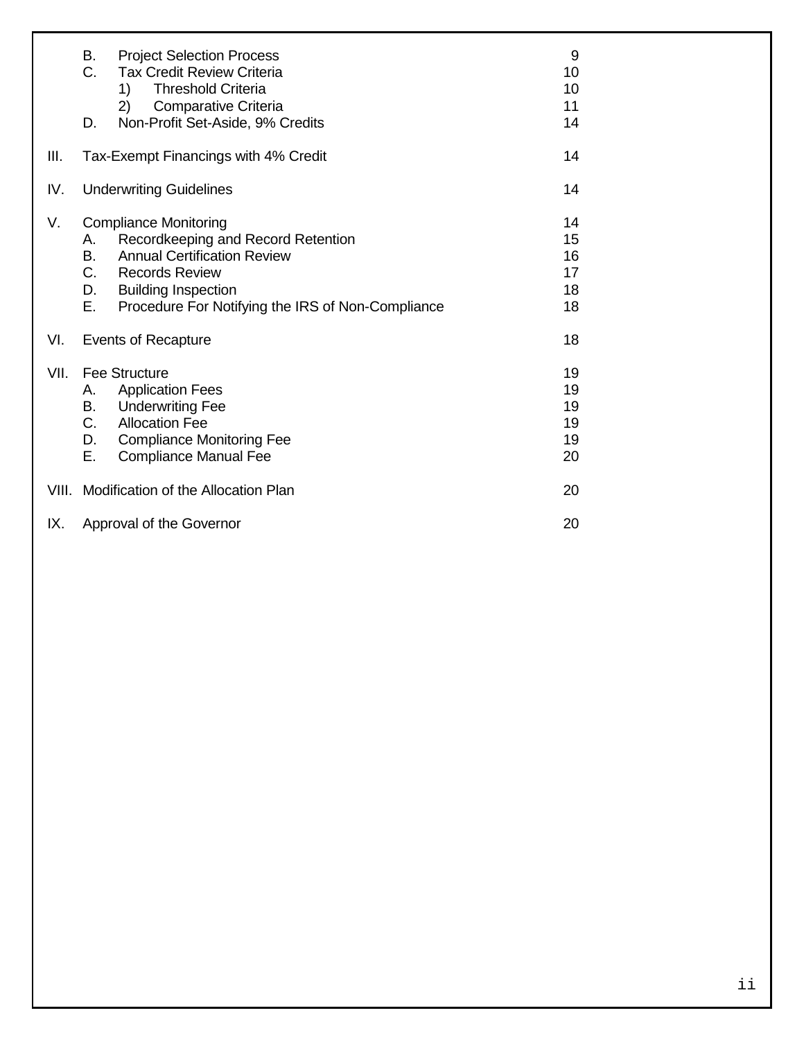| | | |
|---|---|---|
| | B. Project Selection Process | 9 |
| | C. Tax Credit Review Criteria | 10 |
| | 1) Threshold Criteria | 10 |
| | 2) Comparative Criteria | 11 |
| | D. Non-Profit Set-Aside, 9% Credits | 14 |
| III. | Tax-Exempt Financings with 4% Credit | 14 |
| IV. | Underwriting Guidelines | 14 |
| V. | Compliance Monitoring | 14 |
| | A. Recordkeeping and Record Retention | 15 |
| | B. Annual Certification Review | 16 |
| | C. Records Review | 17 |
| | D. Building Inspection | 18 |
| | E. Procedure For Notifying the IRS of Non-Compliance | 18 |
| VI. | Events of Recapture | 18 |
| VII. | Fee Structure | 19 |
| | A. Application Fees | 19 |
| | B. Underwriting Fee | 19 |
| | C. Allocation Fee | 19 |
| | D. Compliance Monitoring Fee | 19 |
| | E. Compliance Manual Fee | 20 |
| VIII. | Modification of the Allocation Plan | 20 |
| IX. | Approval of the Governor | 20 |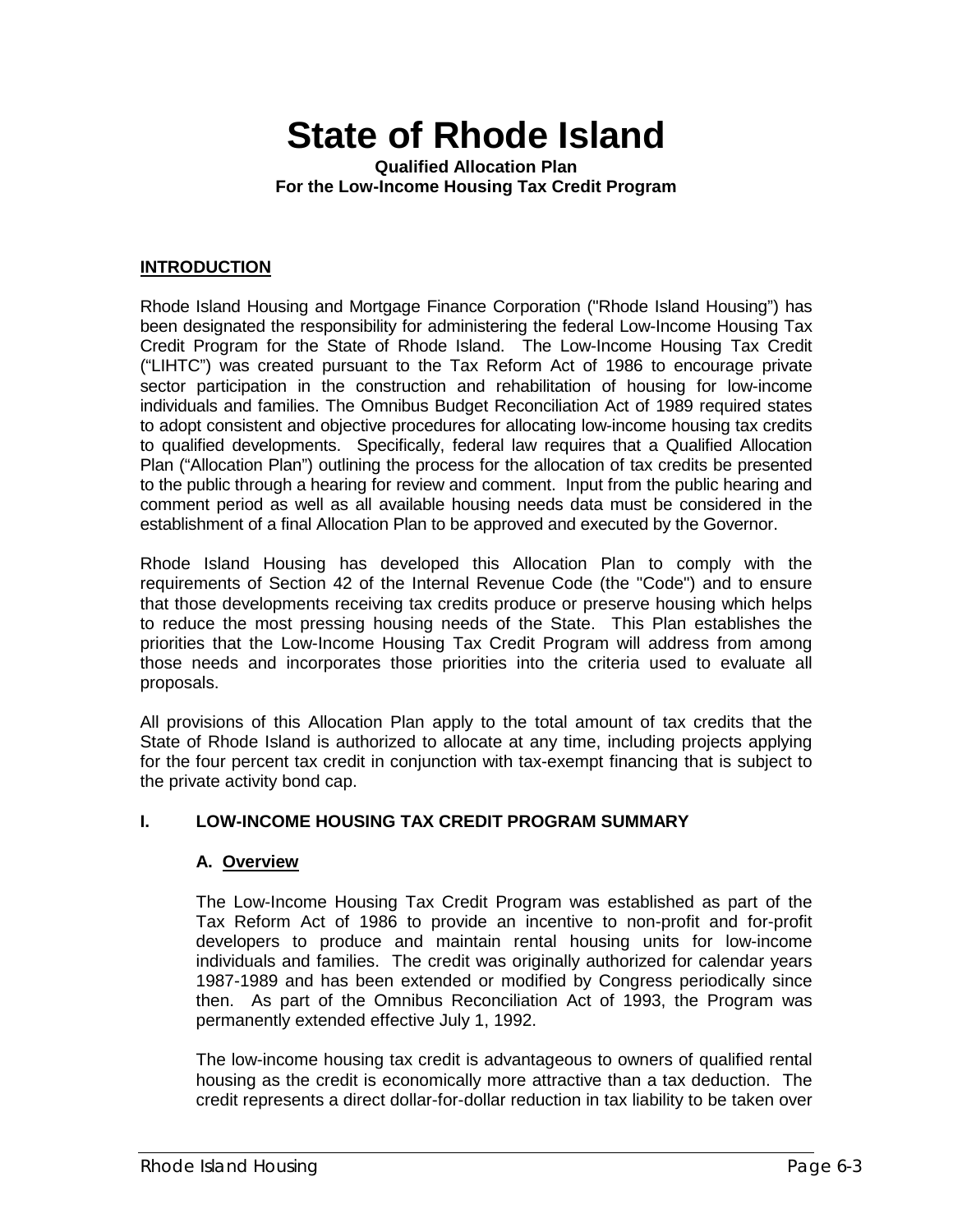# State of Rhode Island

**Qualified Allocation Plan**
**For the Low-Income Housing Tax Credit Program**

## INTRODUCTION

Rhode Island Housing and Mortgage Finance Corporation ("Rhode Island Housing") has been designated the responsibility for administering the federal Low-Income Housing Tax Credit Program for the State of Rhode Island. The Low-Income Housing Tax Credit ("LIHTC") was created pursuant to the Tax Reform Act of 1986 to encourage private sector participation in the construction and rehabilitation of housing for low-income individuals and families. The Omnibus Budget Reconciliation Act of 1989 required states to adopt consistent and objective procedures for allocating low-income housing tax credits to qualified developments. Specifically, federal law requires that a Qualified Allocation Plan ("Allocation Plan") outlining the process for the allocation of tax credits be presented to the public through a hearing for review and comment. Input from the public hearing and comment period as well as all available housing needs data must be considered in the establishment of a final Allocation Plan to be approved and executed by the Governor.

Rhode Island Housing has developed this Allocation Plan to comply with the requirements of Section 42 of the Internal Revenue Code (the "Code") and to ensure that those developments receiving tax credits produce or preserve housing which helps to reduce the most pressing housing needs of the State. This Plan establishes the priorities that the Low-Income Housing Tax Credit Program will address from among those needs and incorporates those priorities into the criteria used to evaluate all proposals.

All provisions of this Allocation Plan apply to the total amount of tax credits that the State of Rhode Island is authorized to allocate at any time, including projects applying for the four percent tax credit in conjunction with tax-exempt financing that is subject to the private activity bond cap.

## I. LOW-INCOME HOUSING TAX CREDIT PROGRAM SUMMARY

### A. Overview

The Low-Income Housing Tax Credit Program was established as part of the Tax Reform Act of 1986 to provide an incentive to non-profit and for-profit developers to produce and maintain rental housing units for low-income individuals and families. The credit was originally authorized for calendar years 1987-1989 and has been extended or modified by Congress periodically since then. As part of the Omnibus Reconciliation Act of 1993, the Program was permanently extended effective July 1, 1992.

The low-income housing tax credit is advantageous to owners of qualified rental housing as the credit is economically more attractive than a tax deduction. The credit represents a direct dollar-for-dollar reduction in tax liability to be taken over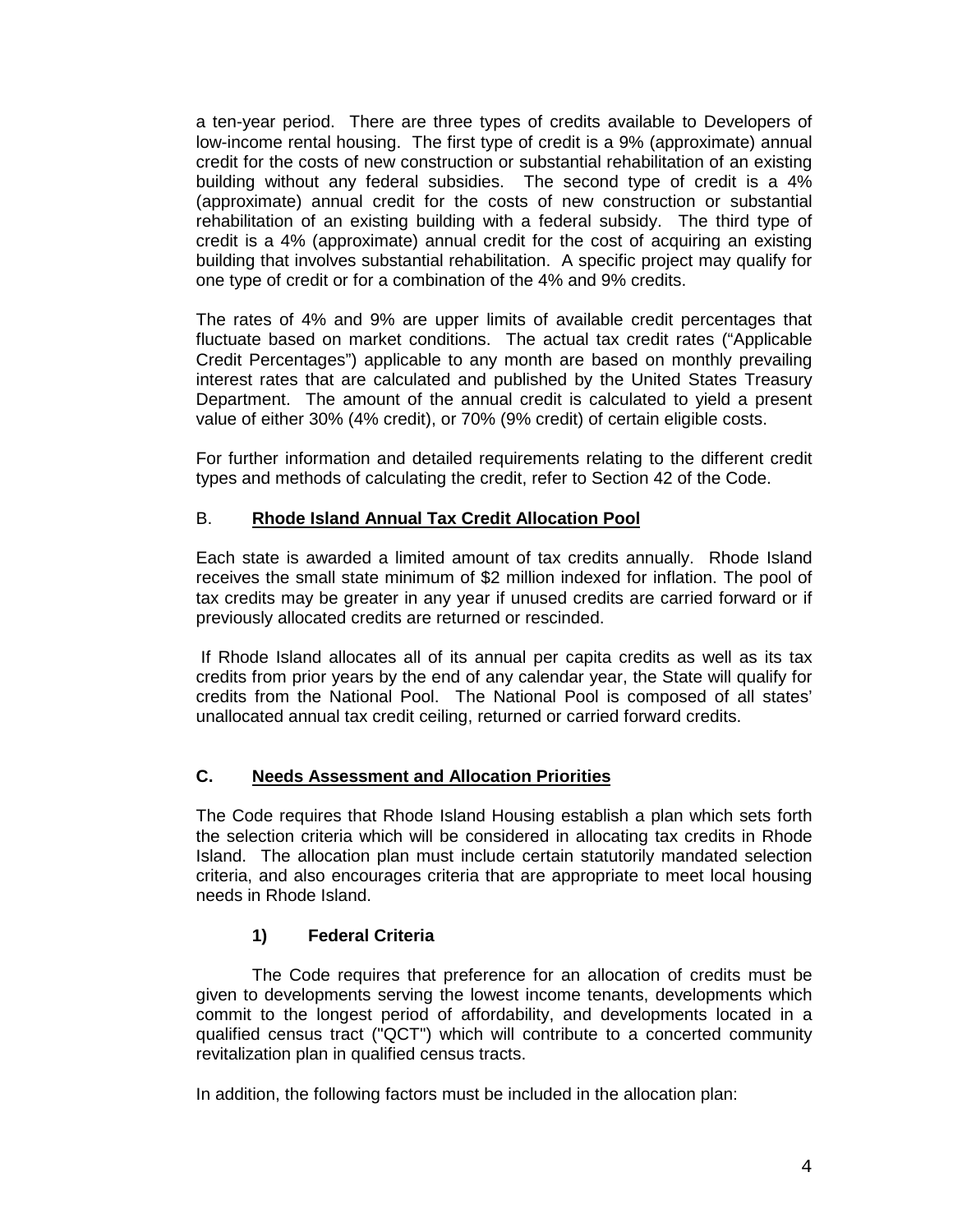a ten-year period. There are three types of credits available to Developers of low-income rental housing. The first type of credit is a 9% (approximate) annual credit for the costs of new construction or substantial rehabilitation of an existing building without any federal subsidies. The second type of credit is a 4% (approximate) annual credit for the costs of new construction or substantial rehabilitation of an existing building with a federal subsidy. The third type of credit is a 4% (approximate) annual credit for the cost of acquiring an existing building that involves substantial rehabilitation. A specific project may qualify for one type of credit or for a combination of the 4% and 9% credits.

The rates of 4% and 9% are upper limits of available credit percentages that fluctuate based on market conditions. The actual tax credit rates ("Applicable Credit Percentages") applicable to any month are based on monthly prevailing interest rates that are calculated and published by the United States Treasury Department. The amount of the annual credit is calculated to yield a present value of either 30% (4% credit), or 70% (9% credit) of certain eligible costs.

For further information and detailed requirements relating to the different credit types and methods of calculating the credit, refer to Section 42 of the Code.

## B. **Rhode Island Annual Tax Credit Allocation Pool**

Each state is awarded a limited amount of tax credits annually. Rhode Island receives the small state minimum of $2 million indexed for inflation. The pool of tax credits may be greater in any year if unused credits are carried forward or if previously allocated credits are returned or rescinded.

If Rhode Island allocates all of its annual per capita credits as well as its tax credits from prior years by the end of any calendar year, the State will qualify for credits from the National Pool. The National Pool is composed of all states' unallocated annual tax credit ceiling, returned or carried forward credits.

## C. **Needs Assessment and Allocation Priorities**

The Code requires that Rhode Island Housing establish a plan which sets forth the selection criteria which will be considered in allocating tax credits in Rhode Island. The allocation plan must include certain statutorily mandated selection criteria, and also encourages criteria that are appropriate to meet local housing needs in Rhode Island.

### 1) Federal Criteria

The Code requires that preference for an allocation of credits must be given to developments serving the lowest income tenants, developments which commit to the longest period of affordability, and developments located in a qualified census tract ("QCT") which will contribute to a concerted community revitalization plan in qualified census tracts.

In addition, the following factors must be included in the allocation plan: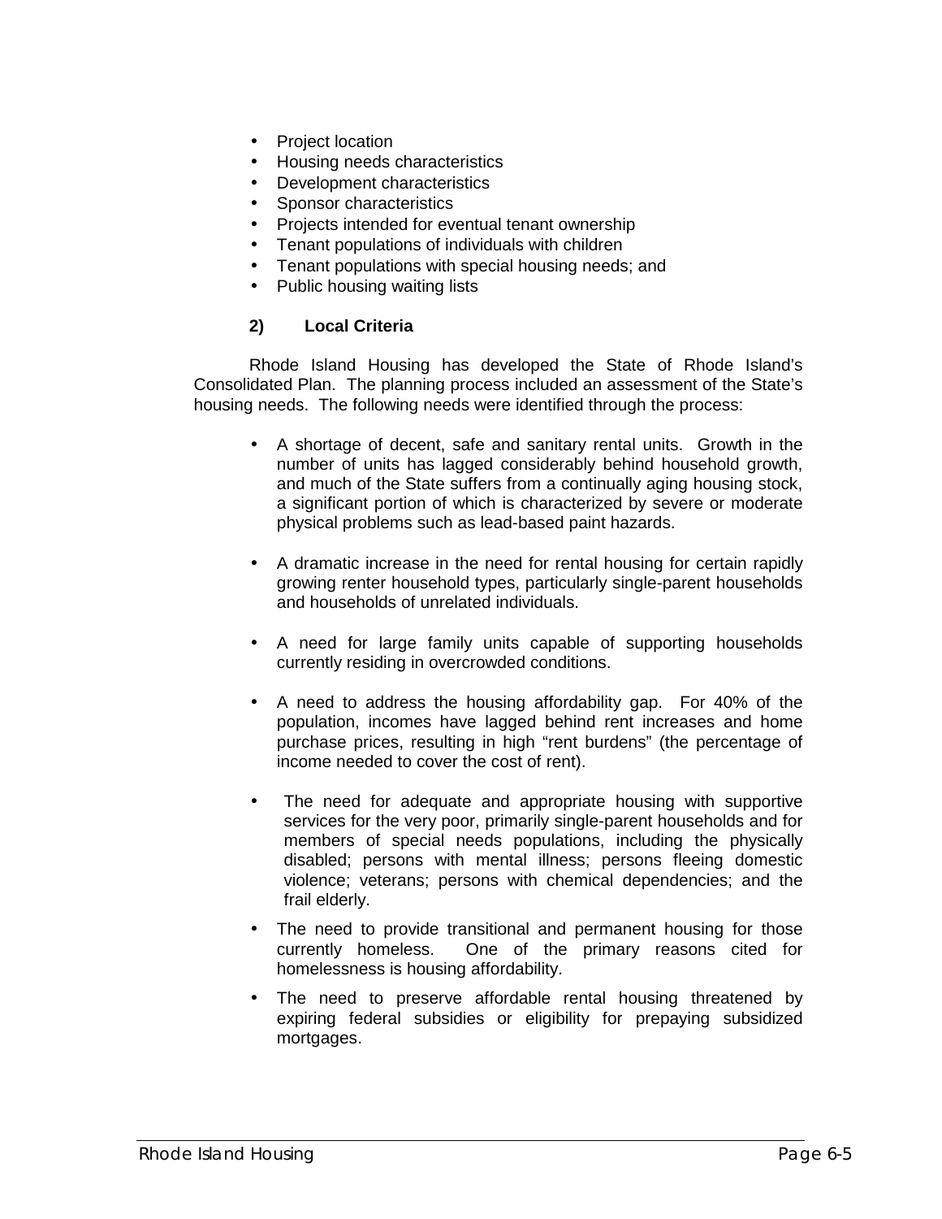- Project location
- Housing needs characteristics
- Development characteristics
- Sponsor characteristics
- Projects intended for eventual tenant ownership
- Tenant populations of individuals with children
- Tenant populations with special housing needs; and
- Public housing waiting lists

**2) Local Criteria**

Rhode Island Housing has developed the State of Rhode Island's Consolidated Plan. The planning process included an assessment of the State's housing needs. The following needs were identified through the process:

- A shortage of decent, safe and sanitary rental units. Growth in the number of units has lagged considerably behind household growth, and much of the State suffers from a continually aging housing stock, a significant portion of which is characterized by severe or moderate physical problems such as lead-based paint hazards.

- A dramatic increase in the need for rental housing for certain rapidly growing renter household types, particularly single-parent households and households of unrelated individuals.

- A need for large family units capable of supporting households currently residing in overcrowded conditions.

- A need to address the housing affordability gap. For 40% of the population, incomes have lagged behind rent increases and home purchase prices, resulting in high "rent burdens" (the percentage of income needed to cover the cost of rent).

- The need for adequate and appropriate housing with supportive services for the very poor, primarily single-parent households and for members of special needs populations, including the physically disabled; persons with mental illness; persons fleeing domestic violence; veterans; persons with chemical dependencies; and the frail elderly.

- The need to provide transitional and permanent housing for those currently homeless. One of the primary reasons cited for homelessness is housing affordability.

- The need to preserve affordable rental housing threatened by expiring federal subsidies or eligibility for prepaying subsidized mortgages.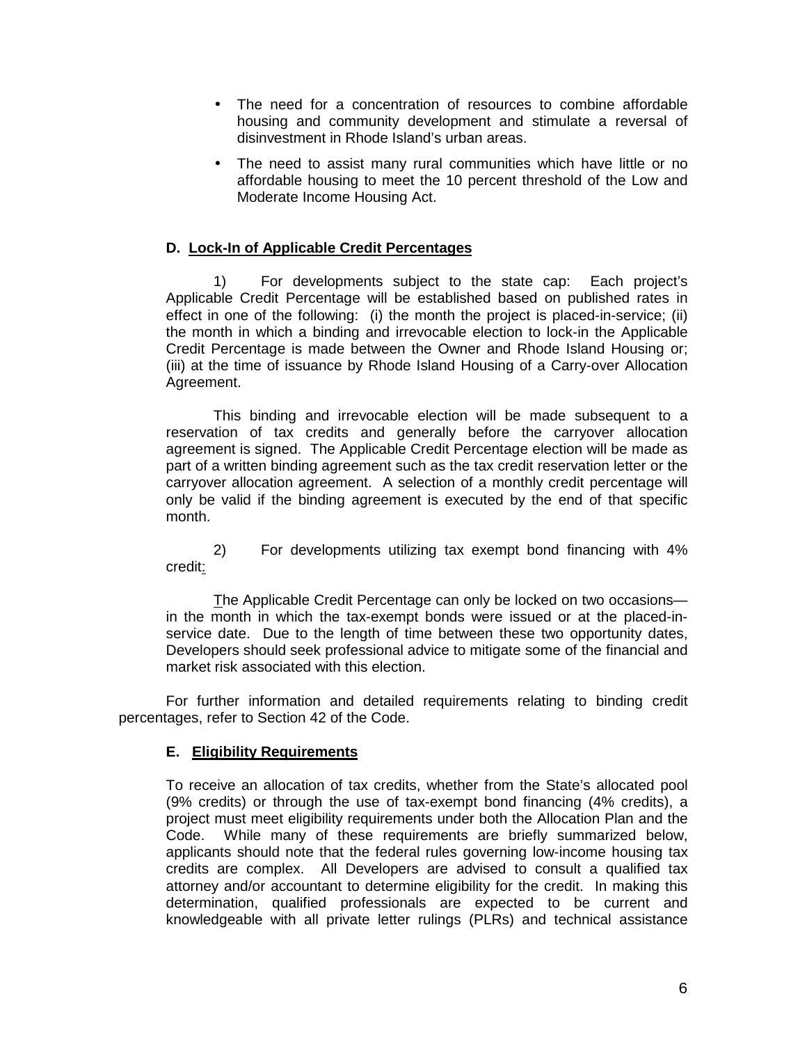- The need for a concentration of resources to combine affordable housing and community development and stimulate a reversal of disinvestment in Rhode Island's urban areas.
- The need to assist many rural communities which have little or no affordable housing to meet the 10 percent threshold of the Low and Moderate Income Housing Act.

### D. Lock-In of Applicable Credit Percentages

1) For developments subject to the state cap: Each project's Applicable Credit Percentage will be established based on published rates in effect in one of the following: (i) the month the project is placed-in-service; (ii) the month in which a binding and irrevocable election to lock-in the Applicable Credit Percentage is made between the Owner and Rhode Island Housing or; (iii) at the time of issuance by Rhode Island Housing of a Carry-over Allocation Agreement.

This binding and irrevocable election will be made subsequent to a reservation of tax credits and generally before the carryover allocation agreement is signed. The Applicable Credit Percentage election will be made as part of a written binding agreement such as the tax credit reservation letter or the carryover allocation agreement. A selection of a monthly credit percentage will only be valid if the binding agreement is executed by the end of that specific month.

2) For developments utilizing tax exempt bond financing with 4% credit:

The Applicable Credit Percentage can only be locked on two occasions—in the month in which the tax-exempt bonds were issued or at the placed-in-service date. Due to the length of time between these two opportunity dates, Developers should seek professional advice to mitigate some of the financial and market risk associated with this election.

For further information and detailed requirements relating to binding credit percentages, refer to Section 42 of the Code.

### E. Eligibility Requirements

To receive an allocation of tax credits, whether from the State's allocated pool (9% credits) or through the use of tax-exempt bond financing (4% credits), a project must meet eligibility requirements under both the Allocation Plan and the Code. While many of these requirements are briefly summarized below, applicants should note that the federal rules governing low-income housing tax credits are complex. All Developers are advised to consult a qualified tax attorney and/or accountant to determine eligibility for the credit. In making this determination, qualified professionals are expected to be current and knowledgeable with all private letter rulings (PLRs) and technical assistance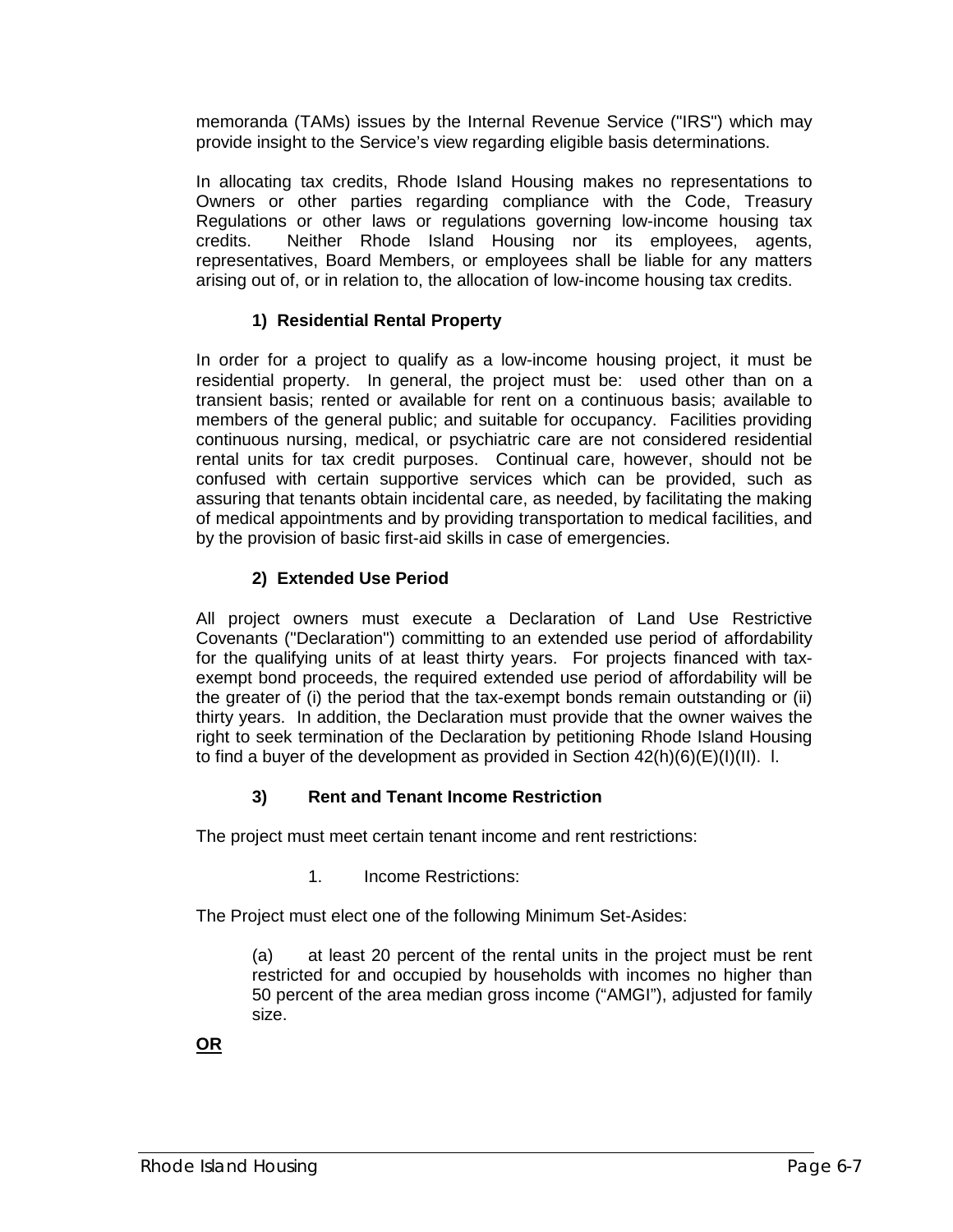memoranda (TAMs) issues by the Internal Revenue Service ("IRS") which may provide insight to the Service's view regarding eligible basis determinations.

In allocating tax credits, Rhode Island Housing makes no representations to Owners or other parties regarding compliance with the Code, Treasury Regulations or other laws or regulations governing low-income housing tax credits. Neither Rhode Island Housing nor its employees, agents, representatives, Board Members, or employees shall be liable for any matters arising out of, or in relation to, the allocation of low-income housing tax credits.

### 1) Residential Rental Property

In order for a project to qualify as a low-income housing project, it must be residential property. In general, the project must be: used other than on a transient basis; rented or available for rent on a continuous basis; available to members of the general public; and suitable for occupancy. Facilities providing continuous nursing, medical, or psychiatric care are not considered residential rental units for tax credit purposes. Continual care, however, should not be confused with certain supportive services which can be provided, such as assuring that tenants obtain incidental care, as needed, by facilitating the making of medical appointments and by providing transportation to medical facilities, and by the provision of basic first-aid skills in case of emergencies.

### 2) Extended Use Period

All project owners must execute a Declaration of Land Use Restrictive Covenants ("Declaration") committing to an extended use period of affordability for the qualifying units of at least thirty years. For projects financed with tax-exempt bond proceeds, the required extended use period of affordability will be the greater of (i) the period that the tax-exempt bonds remain outstanding or (ii) thirty years. In addition, the Declaration must provide that the owner waives the right to seek termination of the Declaration by petitioning Rhode Island Housing to find a buyer of the development as provided in Section 42(h)(6)(E)(I)(II). l.

### 3) Rent and Tenant Income Restriction

The project must meet certain tenant income and rent restrictions:

1. Income Restrictions:

The Project must elect one of the following Minimum Set-Asides:

(a) at least 20 percent of the rental units in the project must be rent restricted for and occupied by households with incomes no higher than 50 percent of the area median gross income ("AMGI"), adjusted for family size.

**OR**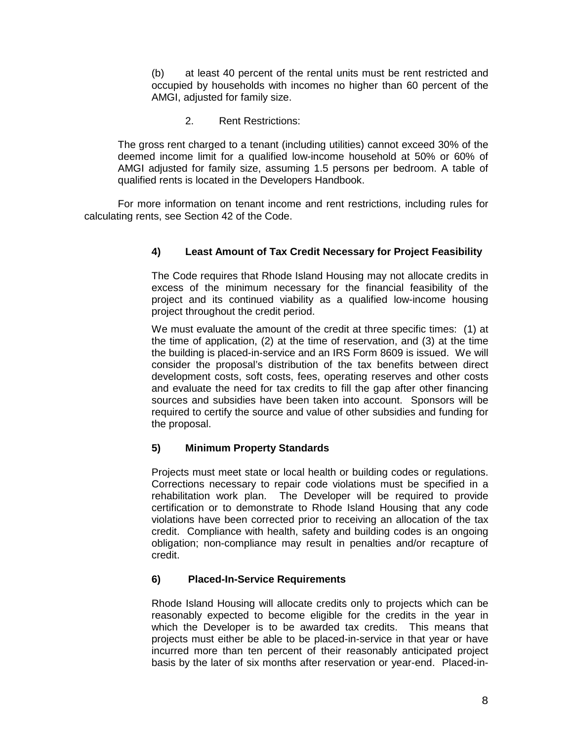(b) at least 40 percent of the rental units must be rent restricted and occupied by households with incomes no higher than 60 percent of the AMGI, adjusted for family size.

2. Rent Restrictions:

The gross rent charged to a tenant (including utilities) cannot exceed 30% of the deemed income limit for a qualified low-income household at 50% or 60% of AMGI adjusted for family size, assuming 1.5 persons per bedroom. A table of qualified rents is located in the Developers Handbook.

For more information on tenant income and rent restrictions, including rules for calculating rents, see Section 42 of the Code.

### 4) Least Amount of Tax Credit Necessary for Project Feasibility

The Code requires that Rhode Island Housing may not allocate credits in excess of the minimum necessary for the financial feasibility of the project and its continued viability as a qualified low-income housing project throughout the credit period.

We must evaluate the amount of the credit at three specific times: (1) at the time of application, (2) at the time of reservation, and (3) at the time the building is placed-in-service and an IRS Form 8609 is issued. We will consider the proposal's distribution of the tax benefits between direct development costs, soft costs, fees, operating reserves and other costs and evaluate the need for tax credits to fill the gap after other financing sources and subsidies have been taken into account. Sponsors will be required to certify the source and value of other subsidies and funding for the proposal.

### 5) Minimum Property Standards

Projects must meet state or local health or building codes or regulations. Corrections necessary to repair code violations must be specified in a rehabilitation work plan. The Developer will be required to provide certification or to demonstrate to Rhode Island Housing that any code violations have been corrected prior to receiving an allocation of the tax credit. Compliance with health, safety and building codes is an ongoing obligation; non-compliance may result in penalties and/or recapture of credit.

### 6) Placed-In-Service Requirements

Rhode Island Housing will allocate credits only to projects which can be reasonably expected to become eligible for the credits in the year in which the Developer is to be awarded tax credits. This means that projects must either be able to be placed-in-service in that year or have incurred more than ten percent of their reasonably anticipated project basis by the later of six months after reservation or year-end. Placed-in-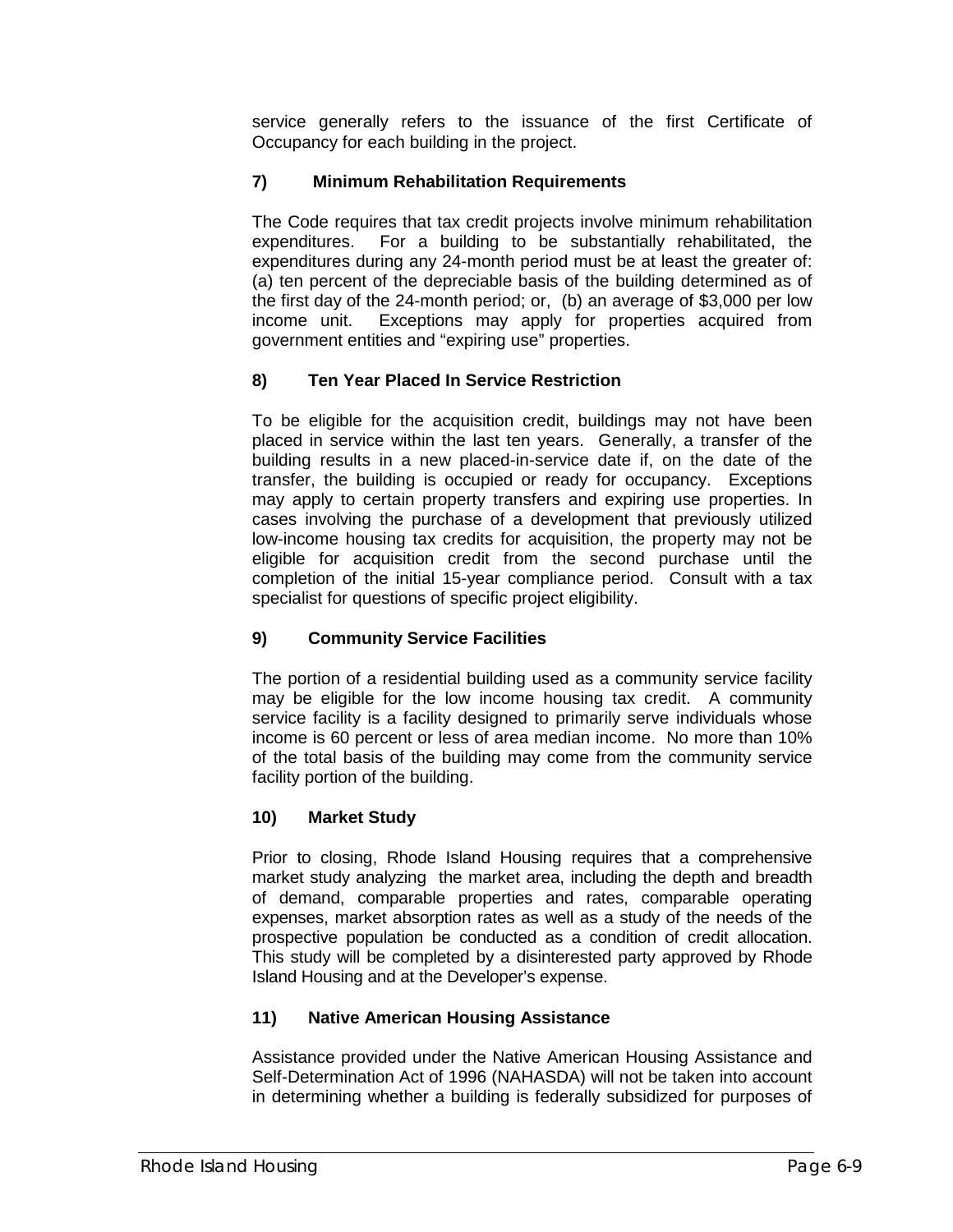service generally refers to the issuance of the first Certificate of Occupancy for each building in the project.

### 7) Minimum Rehabilitation Requirements

The Code requires that tax credit projects involve minimum rehabilitation expenditures. For a building to be substantially rehabilitated, the expenditures during any 24-month period must be at least the greater of: (a) ten percent of the depreciable basis of the building determined as of the first day of the 24-month period; or, (b) an average of $3,000 per low income unit. Exceptions may apply for properties acquired from government entities and "expiring use" properties.

### 8) Ten Year Placed In Service Restriction

To be eligible for the acquisition credit, buildings may not have been placed in service within the last ten years. Generally, a transfer of the building results in a new placed-in-service date if, on the date of the transfer, the building is occupied or ready for occupancy. Exceptions may apply to certain property transfers and expiring use properties. In cases involving the purchase of a development that previously utilized low-income housing tax credits for acquisition, the property may not be eligible for acquisition credit from the second purchase until the completion of the initial 15-year compliance period. Consult with a tax specialist for questions of specific project eligibility.

### 9) Community Service Facilities

The portion of a residential building used as a community service facility may be eligible for the low income housing tax credit. A community service facility is a facility designed to primarily serve individuals whose income is 60 percent or less of area median income. No more than 10% of the total basis of the building may come from the community service facility portion of the building.

### 10) Market Study

Prior to closing, Rhode Island Housing requires that a comprehensive market study analyzing the market area, including the depth and breadth of demand, comparable properties and rates, comparable operating expenses, market absorption rates as well as a study of the needs of the prospective population be conducted as a condition of credit allocation. This study will be completed by a disinterested party approved by Rhode Island Housing and at the Developer's expense.

### 11) Native American Housing Assistance

Assistance provided under the Native American Housing Assistance and Self-Determination Act of 1996 (NAHASDA) will not be taken into account in determining whether a building is federally subsidized for purposes of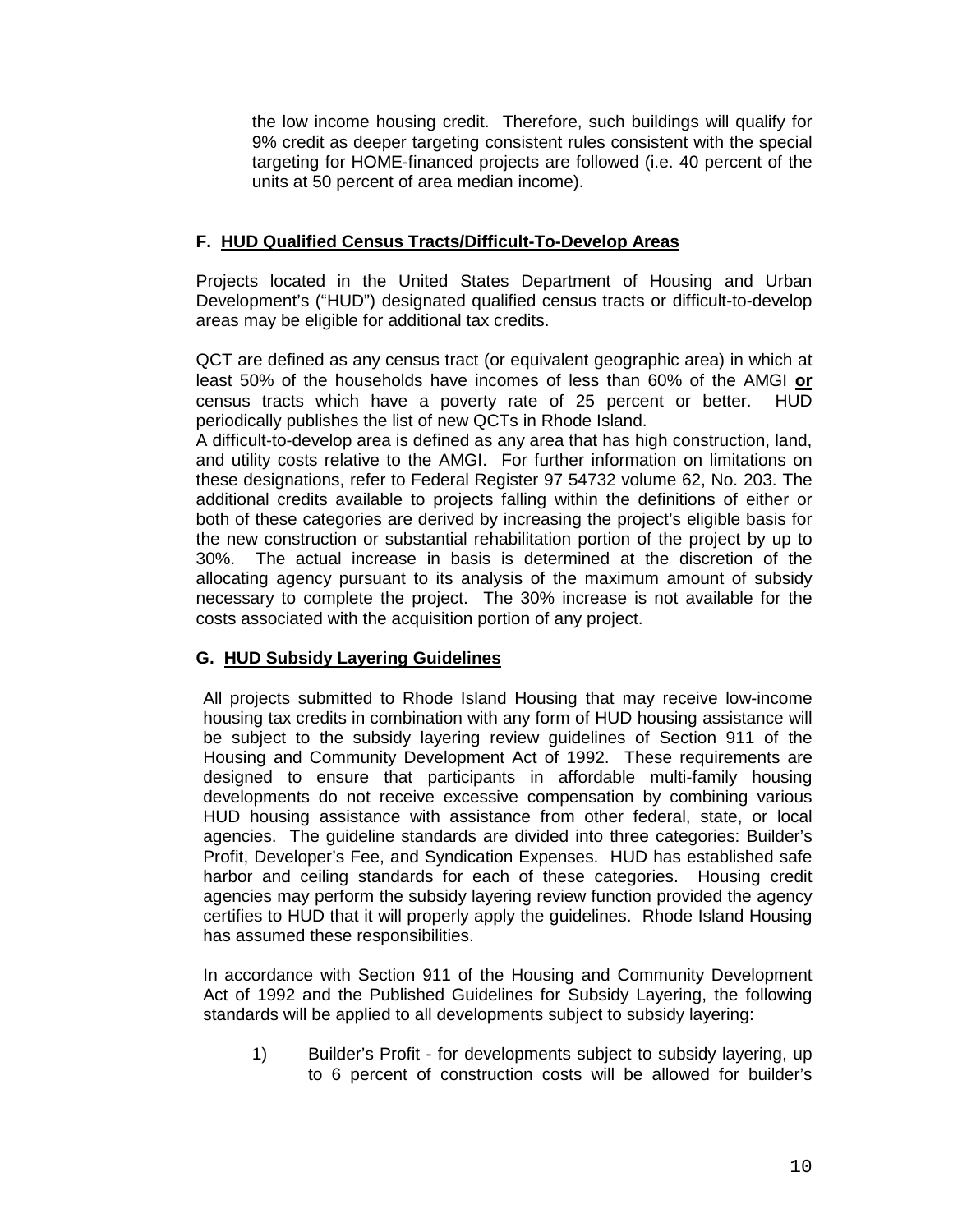the low income housing credit. Therefore, such buildings will qualify for 9% credit as deeper targeting consistent rules consistent with the special targeting for HOME-financed projects are followed (i.e. 40 percent of the units at 50 percent of area median income).

### F. HUD Qualified Census Tracts/Difficult-To-Develop Areas

Projects located in the United States Department of Housing and Urban Development's ("HUD") designated qualified census tracts or difficult-to-develop areas may be eligible for additional tax credits.

QCT are defined as any census tract (or equivalent geographic area) in which at least 50% of the households have incomes of less than 60% of the AMGI **or** census tracts which have a poverty rate of 25 percent or better. HUD periodically publishes the list of new QCTs in Rhode Island.
A difficult-to-develop area is defined as any area that has high construction, land, and utility costs relative to the AMGI. For further information on limitations on these designations, refer to Federal Register 97 54732 volume 62, No. 203. The additional credits available to projects falling within the definitions of either or both of these categories are derived by increasing the project's eligible basis for the new construction or substantial rehabilitation portion of the project by up to 30%. The actual increase in basis is determined at the discretion of the allocating agency pursuant to its analysis of the maximum amount of subsidy necessary to complete the project. The 30% increase is not available for the costs associated with the acquisition portion of any project.

### G. HUD Subsidy Layering Guidelines

All projects submitted to Rhode Island Housing that may receive low-income housing tax credits in combination with any form of HUD housing assistance will be subject to the subsidy layering review guidelines of Section 911 of the Housing and Community Development Act of 1992. These requirements are designed to ensure that participants in affordable multi-family housing developments do not receive excessive compensation by combining various HUD housing assistance with assistance from other federal, state, or local agencies. The guideline standards are divided into three categories: Builder's Profit, Developer's Fee, and Syndication Expenses. HUD has established safe harbor and ceiling standards for each of these categories. Housing credit agencies may perform the subsidy layering review function provided the agency certifies to HUD that it will properly apply the guidelines. Rhode Island Housing has assumed these responsibilities.

In accordance with Section 911 of the Housing and Community Development Act of 1992 and the Published Guidelines for Subsidy Layering, the following standards will be applied to all developments subject to subsidy layering:

1) Builder's Profit - for developments subject to subsidy layering, up to 6 percent of construction costs will be allowed for builder's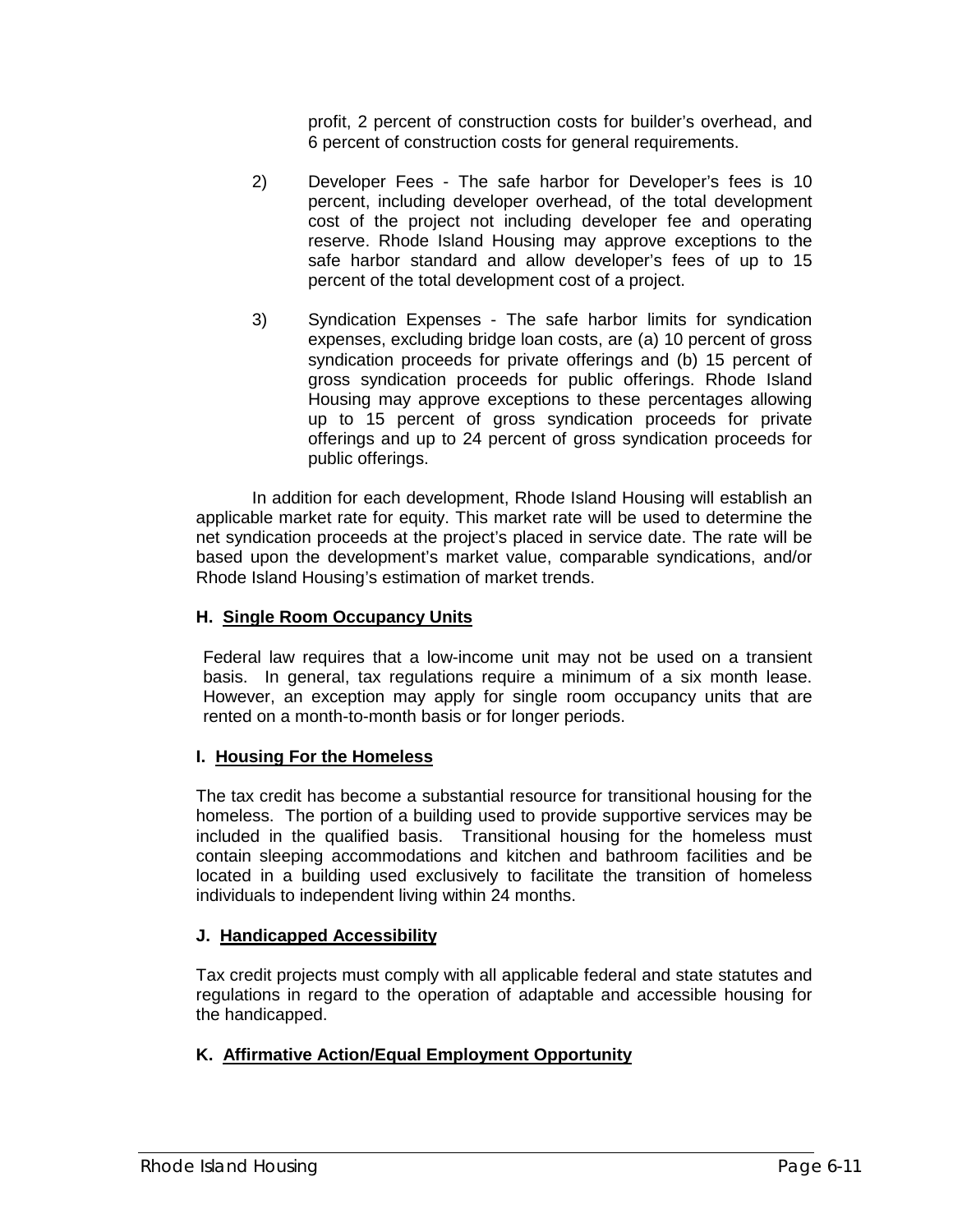profit, 2 percent of construction costs for builder's overhead, and 6 percent of construction costs for general requirements.

2) Developer Fees - The safe harbor for Developer's fees is 10 percent, including developer overhead, of the total development cost of the project not including developer fee and operating reserve. Rhode Island Housing may approve exceptions to the safe harbor standard and allow developer's fees of up to 15 percent of the total development cost of a project.

3) Syndication Expenses - The safe harbor limits for syndication expenses, excluding bridge loan costs, are (a) 10 percent of gross syndication proceeds for private offerings and (b) 15 percent of gross syndication proceeds for public offerings. Rhode Island Housing may approve exceptions to these percentages allowing up to 15 percent of gross syndication proceeds for private offerings and up to 24 percent of gross syndication proceeds for public offerings.

In addition for each development, Rhode Island Housing will establish an applicable market rate for equity. This market rate will be used to determine the net syndication proceeds at the project's placed in service date. The rate will be based upon the development's market value, comparable syndications, and/or Rhode Island Housing's estimation of market trends.

### H. Single Room Occupancy Units

Federal law requires that a low-income unit may not be used on a transient basis. In general, tax regulations require a minimum of a six month lease. However, an exception may apply for single room occupancy units that are rented on a month-to-month basis or for longer periods.

### I. Housing For the Homeless

The tax credit has become a substantial resource for transitional housing for the homeless. The portion of a building used to provide supportive services may be included in the qualified basis. Transitional housing for the homeless must contain sleeping accommodations and kitchen and bathroom facilities and be located in a building used exclusively to facilitate the transition of homeless individuals to independent living within 24 months.

### J. Handicapped Accessibility

Tax credit projects must comply with all applicable federal and state statutes and regulations in regard to the operation of adaptable and accessible housing for the handicapped.

### K. Affirmative Action/Equal Employment Opportunity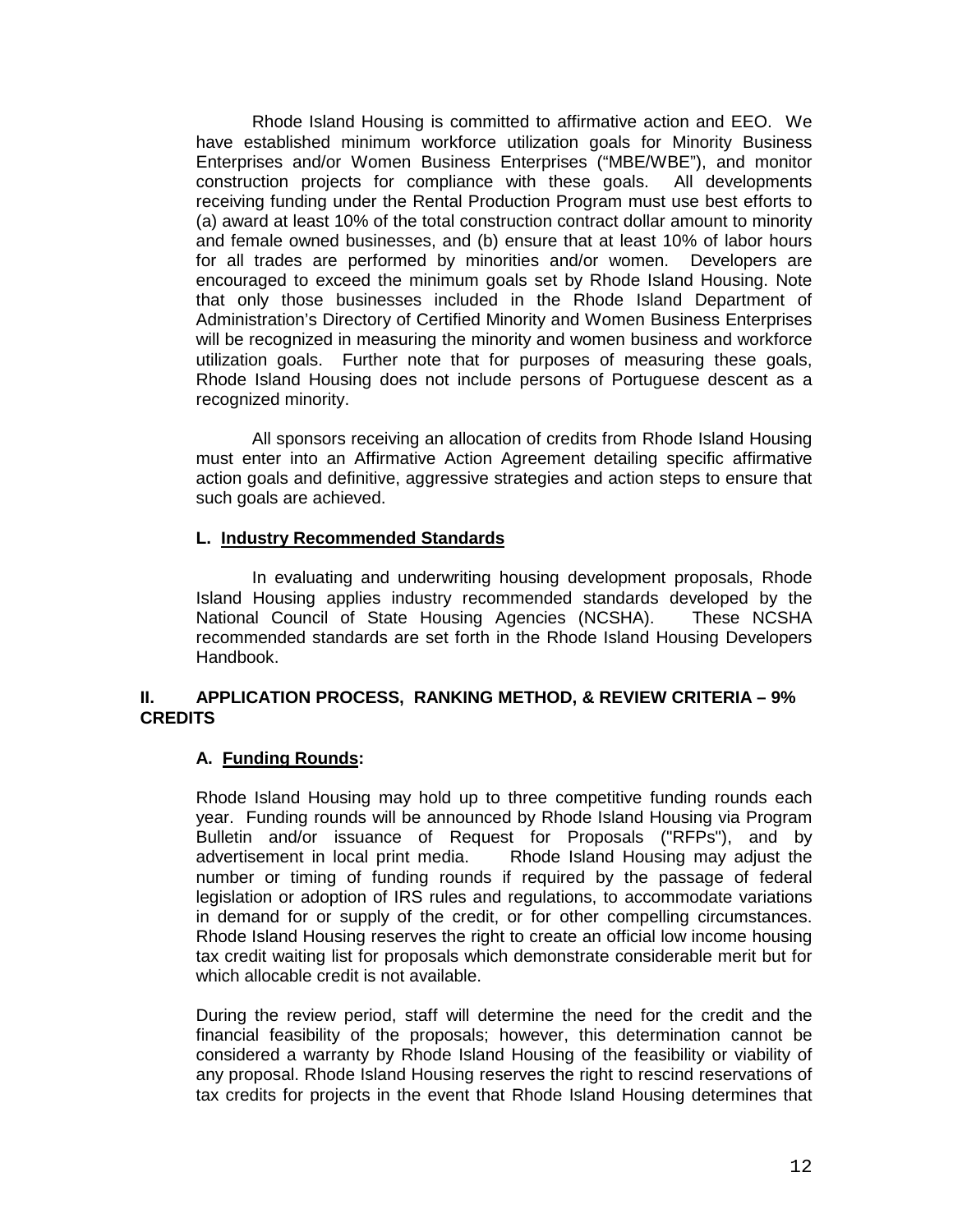Rhode Island Housing is committed to affirmative action and EEO. We have established minimum workforce utilization goals for Minority Business Enterprises and/or Women Business Enterprises ("MBE/WBE"), and monitor construction projects for compliance with these goals. All developments receiving funding under the Rental Production Program must use best efforts to (a) award at least 10% of the total construction contract dollar amount to minority and female owned businesses, and (b) ensure that at least 10% of labor hours for all trades are performed by minorities and/or women. Developers are encouraged to exceed the minimum goals set by Rhode Island Housing. Note that only those businesses included in the Rhode Island Department of Administration's Directory of Certified Minority and Women Business Enterprises will be recognized in measuring the minority and women business and workforce utilization goals. Further note that for purposes of measuring these goals, Rhode Island Housing does not include persons of Portuguese descent as a recognized minority.

All sponsors receiving an allocation of credits from Rhode Island Housing must enter into an Affirmative Action Agreement detailing specific affirmative action goals and definitive, aggressive strategies and action steps to ensure that such goals are achieved.

### L. Industry Recommended Standards

In evaluating and underwriting housing development proposals, Rhode Island Housing applies industry recommended standards developed by the National Council of State Housing Agencies (NCSHA). These NCSHA recommended standards are set forth in the Rhode Island Housing Developers Handbook.

## II. APPLICATION PROCESS, RANKING METHOD, & REVIEW CRITERIA – 9% CREDITS

### A. Funding Rounds:

Rhode Island Housing may hold up to three competitive funding rounds each year. Funding rounds will be announced by Rhode Island Housing via Program Bulletin and/or issuance of Request for Proposals ("RFPs"), and by advertisement in local print media. Rhode Island Housing may adjust the number or timing of funding rounds if required by the passage of federal legislation or adoption of IRS rules and regulations, to accommodate variations in demand for or supply of the credit, or for other compelling circumstances. Rhode Island Housing reserves the right to create an official low income housing tax credit waiting list for proposals which demonstrate considerable merit but for which allocable credit is not available.

During the review period, staff will determine the need for the credit and the financial feasibility of the proposals; however, this determination cannot be considered a warranty by Rhode Island Housing of the feasibility or viability of any proposal. Rhode Island Housing reserves the right to rescind reservations of tax credits for projects in the event that Rhode Island Housing determines that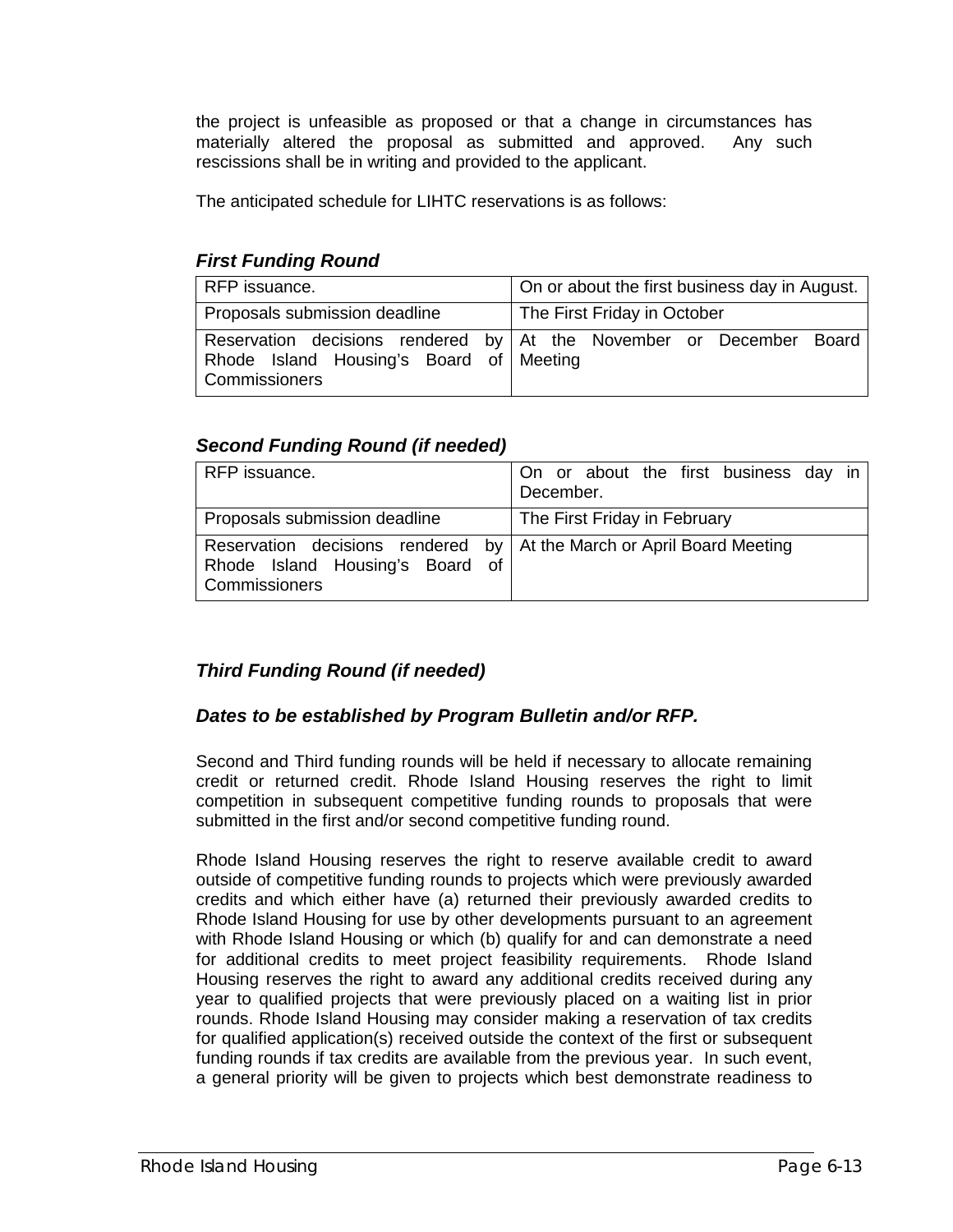the project is unfeasible as proposed or that a change in circumstances has materially altered the proposal as submitted and approved. Any such rescissions shall be in writing and provided to the applicant.

The anticipated schedule for LIHTC reservations is as follows:

***First Funding Round***

| RFP issuance. | On or about the first business day in August. |
|---|---|
| Proposals submission deadline | The First Friday in October |
| Reservation decisions rendered by Rhode Island Housing's Board of Commissioners | At the November or December Board Meeting |

***Second Funding Round (if needed)***

| RFP issuance. | On or about the first business day in December. |
|---|---|
| Proposals submission deadline | The First Friday in February |
| Reservation decisions rendered by Rhode Island Housing's Board of Commissioners | At the March or April Board Meeting |

***Third Funding Round (if needed)***

***Dates to be established by Program Bulletin and/or RFP.***

Second and Third funding rounds will be held if necessary to allocate remaining credit or returned credit. Rhode Island Housing reserves the right to limit competition in subsequent competitive funding rounds to proposals that were submitted in the first and/or second competitive funding round.

Rhode Island Housing reserves the right to reserve available credit to award outside of competitive funding rounds to projects which were previously awarded credits and which either have (a) returned their previously awarded credits to Rhode Island Housing for use by other developments pursuant to an agreement with Rhode Island Housing or which (b) qualify for and can demonstrate a need for additional credits to meet project feasibility requirements. Rhode Island Housing reserves the right to award any additional credits received during any year to qualified projects that were previously placed on a waiting list in prior rounds. Rhode Island Housing may consider making a reservation of tax credits for qualified application(s) received outside the context of the first or subsequent funding rounds if tax credits are available from the previous year. In such event, a general priority will be given to projects which best demonstrate readiness to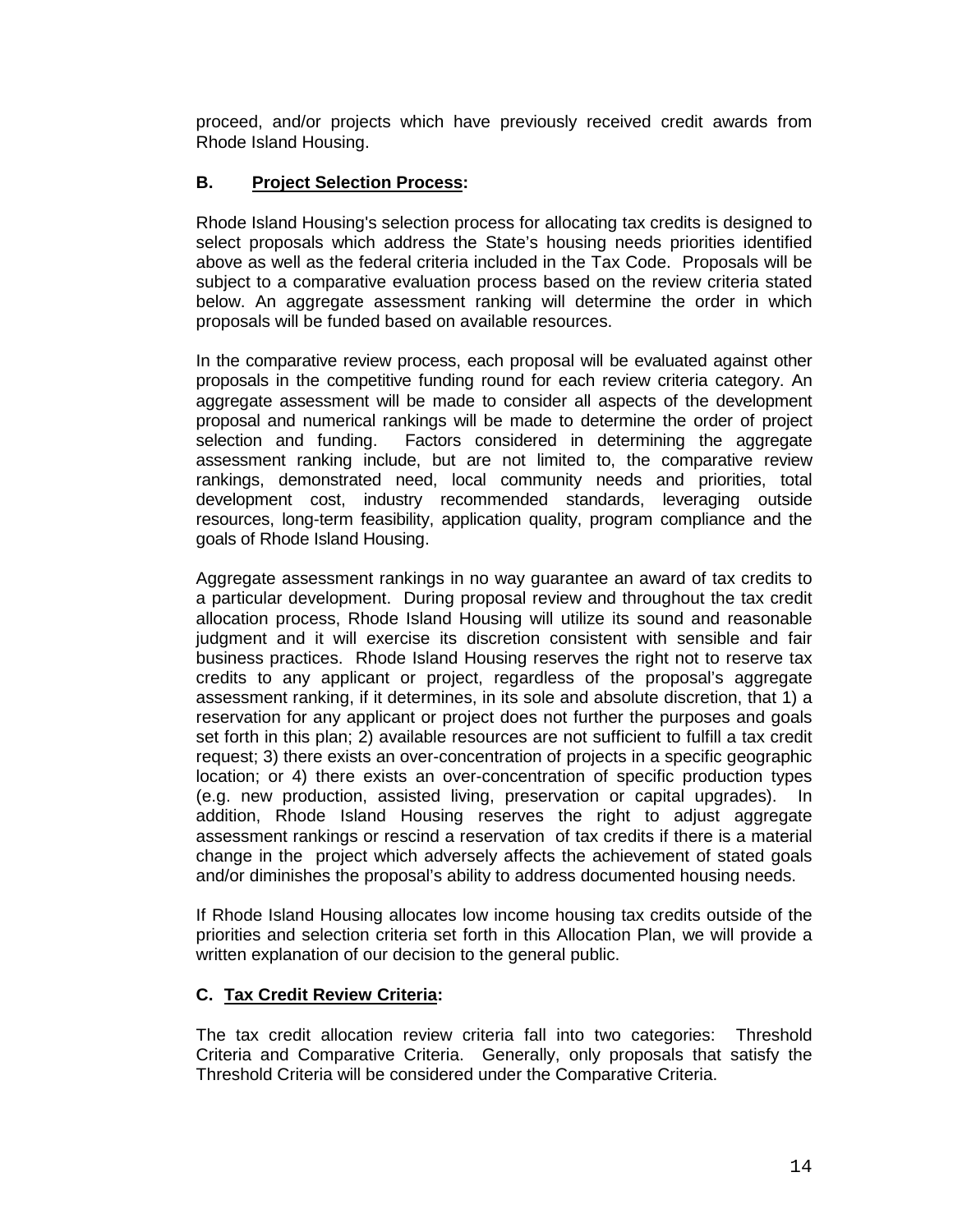proceed, and/or projects which have previously received credit awards from Rhode Island Housing.

### B. **Project Selection Process:**

Rhode Island Housing's selection process for allocating tax credits is designed to select proposals which address the State's housing needs priorities identified above as well as the federal criteria included in the Tax Code. Proposals will be subject to a comparative evaluation process based on the review criteria stated below. An aggregate assessment ranking will determine the order in which proposals will be funded based on available resources.

In the comparative review process, each proposal will be evaluated against other proposals in the competitive funding round for each review criteria category. An aggregate assessment will be made to consider all aspects of the development proposal and numerical rankings will be made to determine the order of project selection and funding. Factors considered in determining the aggregate assessment ranking include, but are not limited to, the comparative review rankings, demonstrated need, local community needs and priorities, total development cost, industry recommended standards, leveraging outside resources, long-term feasibility, application quality, program compliance and the goals of Rhode Island Housing.

Aggregate assessment rankings in no way guarantee an award of tax credits to a particular development. During proposal review and throughout the tax credit allocation process, Rhode Island Housing will utilize its sound and reasonable judgment and it will exercise its discretion consistent with sensible and fair business practices. Rhode Island Housing reserves the right not to reserve tax credits to any applicant or project, regardless of the proposal's aggregate assessment ranking, if it determines, in its sole and absolute discretion, that 1) a reservation for any applicant or project does not further the purposes and goals set forth in this plan; 2) available resources are not sufficient to fulfill a tax credit request; 3) there exists an over-concentration of projects in a specific geographic location; or 4) there exists an over-concentration of specific production types (e.g. new production, assisted living, preservation or capital upgrades). In addition, Rhode Island Housing reserves the right to adjust aggregate assessment rankings or rescind a reservation of tax credits if there is a material change in the project which adversely affects the achievement of stated goals and/or diminishes the proposal's ability to address documented housing needs.

If Rhode Island Housing allocates low income housing tax credits outside of the priorities and selection criteria set forth in this Allocation Plan, we will provide a written explanation of our decision to the general public.

### C. **Tax Credit Review Criteria:**

The tax credit allocation review criteria fall into two categories: Threshold Criteria and Comparative Criteria. Generally, only proposals that satisfy the Threshold Criteria will be considered under the Comparative Criteria.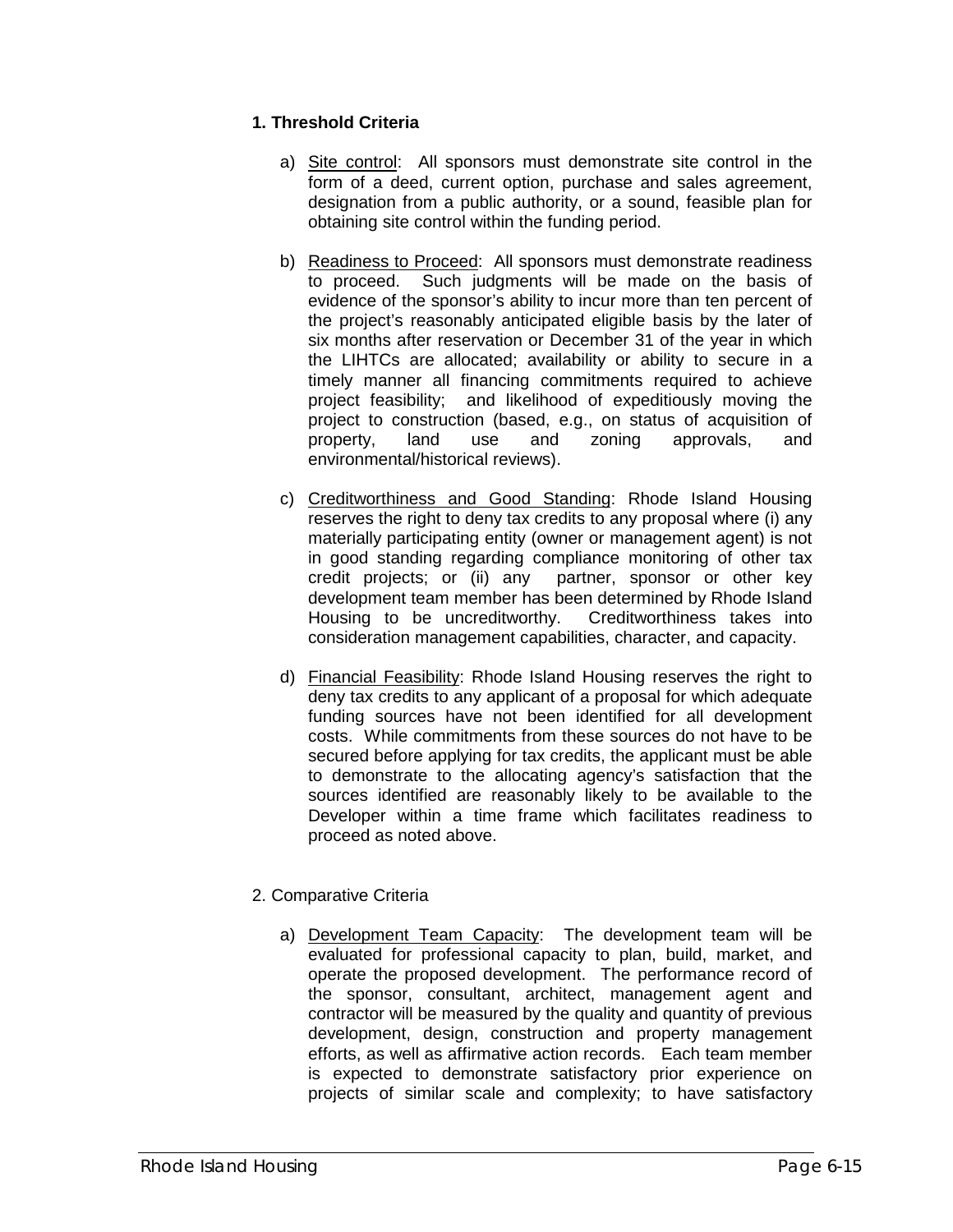**1. Threshold Criteria**

a) Site control: All sponsors must demonstrate site control in the form of a deed, current option, purchase and sales agreement, designation from a public authority, or a sound, feasible plan for obtaining site control within the funding period.

b) Readiness to Proceed: All sponsors must demonstrate readiness to proceed. Such judgments will be made on the basis of evidence of the sponsor's ability to incur more than ten percent of the project's reasonably anticipated eligible basis by the later of six months after reservation or December 31 of the year in which the LIHTCs are allocated; availability or ability to secure in a timely manner all financing commitments required to achieve project feasibility; and likelihood of expeditiously moving the project to construction (based, e.g., on status of acquisition of property, land use and zoning approvals, and environmental/historical reviews).

c) Creditworthiness and Good Standing: Rhode Island Housing reserves the right to deny tax credits to any proposal where (i) any materially participating entity (owner or management agent) is not in good standing regarding compliance monitoring of other tax credit projects; or (ii) any partner, sponsor or other key development team member has been determined by Rhode Island Housing to be uncreditworthy. Creditworthiness takes into consideration management capabilities, character, and capacity.

d) Financial Feasibility: Rhode Island Housing reserves the right to deny tax credits to any applicant of a proposal for which adequate funding sources have not been identified for all development costs. While commitments from these sources do not have to be secured before applying for tax credits, the applicant must be able to demonstrate to the allocating agency's satisfaction that the sources identified are reasonably likely to be available to the Developer within a time frame which facilitates readiness to proceed as noted above.

2. Comparative Criteria

a) Development Team Capacity: The development team will be evaluated for professional capacity to plan, build, market, and operate the proposed development. The performance record of the sponsor, consultant, architect, management agent and contractor will be measured by the quality and quantity of previous development, design, construction and property management efforts, as well as affirmative action records. Each team member is expected to demonstrate satisfactory prior experience on projects of similar scale and complexity; to have satisfactory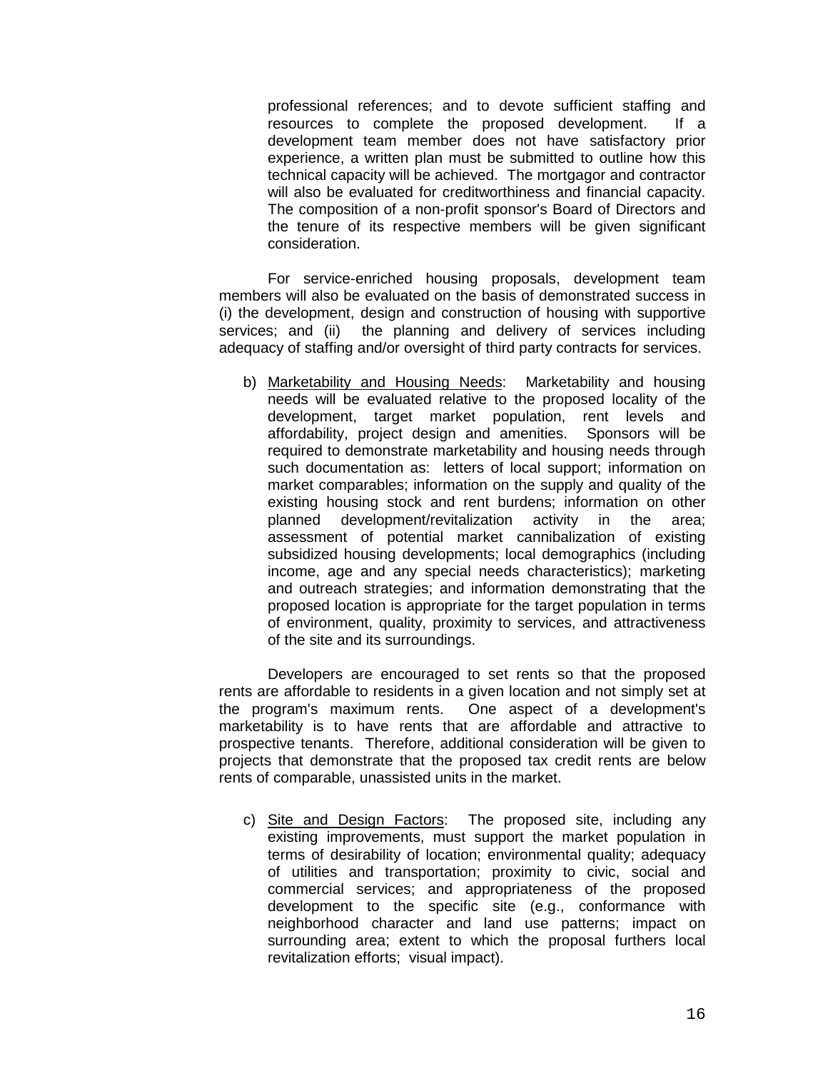professional references; and to devote sufficient staffing and resources to complete the proposed development. If a development team member does not have satisfactory prior experience, a written plan must be submitted to outline how this technical capacity will be achieved. The mortgagor and contractor will also be evaluated for creditworthiness and financial capacity. The composition of a non-profit sponsor's Board of Directors and the tenure of its respective members will be given significant consideration.

For service-enriched housing proposals, development team members will also be evaluated on the basis of demonstrated success in (i) the development, design and construction of housing with supportive services; and (ii) the planning and delivery of services including adequacy of staffing and/or oversight of third party contracts for services.

b) Marketability and Housing Needs: Marketability and housing needs will be evaluated relative to the proposed locality of the development, target market population, rent levels and affordability, project design and amenities. Sponsors will be required to demonstrate marketability and housing needs through such documentation as: letters of local support; information on market comparables; information on the supply and quality of the existing housing stock and rent burdens; information on other planned development/revitalization activity in the area; assessment of potential market cannibalization of existing subsidized housing developments; local demographics (including income, age and any special needs characteristics); marketing and outreach strategies; and information demonstrating that the proposed location is appropriate for the target population in terms of environment, quality, proximity to services, and attractiveness of the site and its surroundings.

Developers are encouraged to set rents so that the proposed rents are affordable to residents in a given location and not simply set at the program's maximum rents. One aspect of a development's marketability is to have rents that are affordable and attractive to prospective tenants. Therefore, additional consideration will be given to projects that demonstrate that the proposed tax credit rents are below rents of comparable, unassisted units in the market.

c) Site and Design Factors: The proposed site, including any existing improvements, must support the market population in terms of desirability of location; environmental quality; adequacy of utilities and transportation; proximity to civic, social and commercial services; and appropriateness of the proposed development to the specific site (e.g., conformance with neighborhood character and land use patterns; impact on surrounding area; extent to which the proposal furthers local revitalization efforts; visual impact).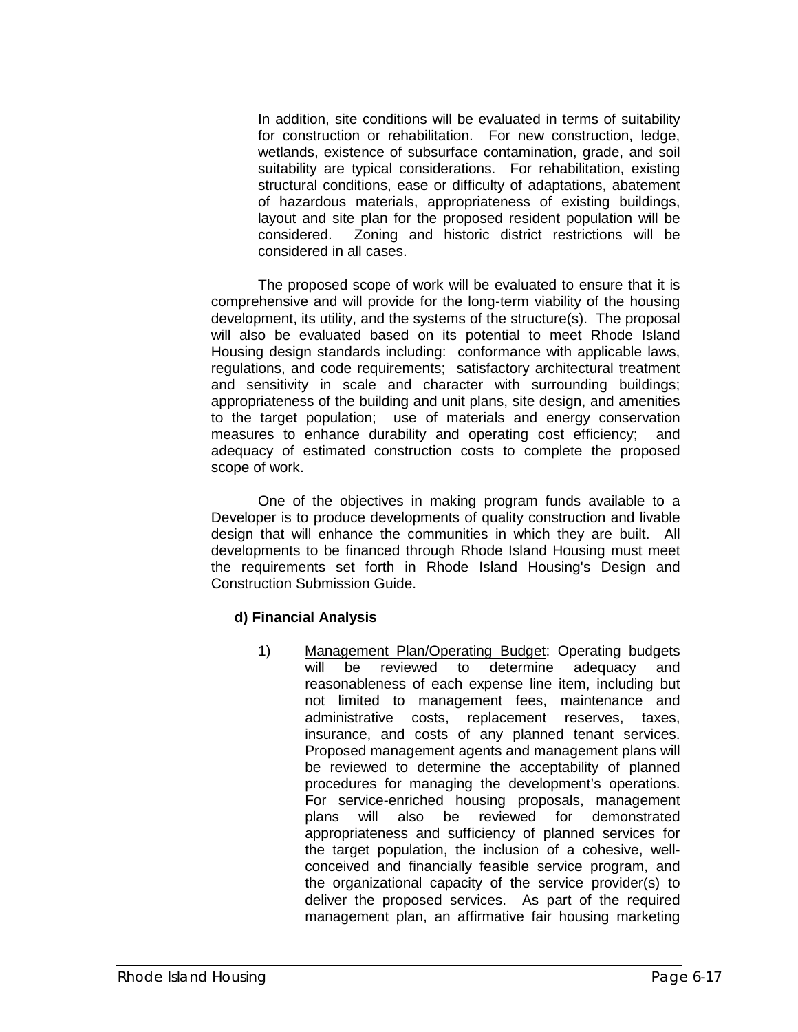In addition, site conditions will be evaluated in terms of suitability for construction or rehabilitation. For new construction, ledge, wetlands, existence of subsurface contamination, grade, and soil suitability are typical considerations. For rehabilitation, existing structural conditions, ease or difficulty of adaptations, abatement of hazardous materials, appropriateness of existing buildings, layout and site plan for the proposed resident population will be considered. Zoning and historic district restrictions will be considered in all cases.

The proposed scope of work will be evaluated to ensure that it is comprehensive and will provide for the long-term viability of the housing development, its utility, and the systems of the structure(s). The proposal will also be evaluated based on its potential to meet Rhode Island Housing design standards including: conformance with applicable laws, regulations, and code requirements; satisfactory architectural treatment and sensitivity in scale and character with surrounding buildings; appropriateness of the building and unit plans, site design, and amenities to the target population; use of materials and energy conservation measures to enhance durability and operating cost efficiency; and adequacy of estimated construction costs to complete the proposed scope of work.

One of the objectives in making program funds available to a Developer is to produce developments of quality construction and livable design that will enhance the communities in which they are built. All developments to be financed through Rhode Island Housing must meet the requirements set forth in Rhode Island Housing's Design and Construction Submission Guide.

**d) Financial Analysis**

1) Management Plan/Operating Budget: Operating budgets will be reviewed to determine adequacy and reasonableness of each expense line item, including but not limited to management fees, maintenance and administrative costs, replacement reserves, taxes, insurance, and costs of any planned tenant services. Proposed management agents and management plans will be reviewed to determine the acceptability of planned procedures for managing the development's operations. For service-enriched housing proposals, management plans will also be reviewed for demonstrated appropriateness and sufficiency of planned services for the target population, the inclusion of a cohesive, well-conceived and financially feasible service program, and the organizational capacity of the service provider(s) to deliver the proposed services. As part of the required management plan, an affirmative fair housing marketing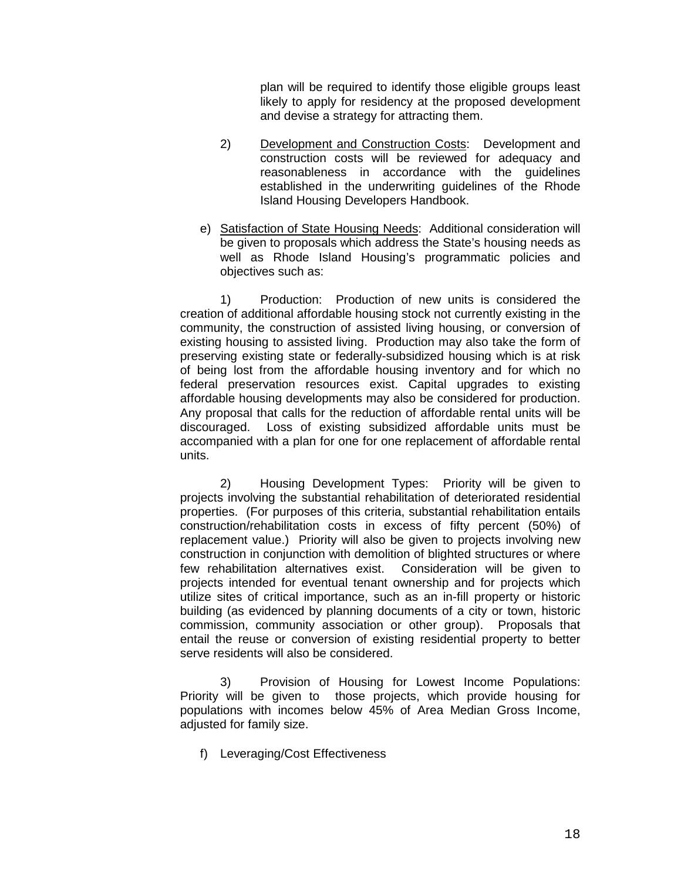plan will be required to identify those eligible groups least likely to apply for residency at the proposed development and devise a strategy for attracting them.

2) Development and Construction Costs: Development and construction costs will be reviewed for adequacy and reasonableness in accordance with the guidelines established in the underwriting guidelines of the Rhode Island Housing Developers Handbook.

e) Satisfaction of State Housing Needs: Additional consideration will be given to proposals which address the State's housing needs as well as Rhode Island Housing's programmatic policies and objectives such as:

1) Production: Production of new units is considered the creation of additional affordable housing stock not currently existing in the community, the construction of assisted living housing, or conversion of existing housing to assisted living. Production may also take the form of preserving existing state or federally-subsidized housing which is at risk of being lost from the affordable housing inventory and for which no federal preservation resources exist. Capital upgrades to existing affordable housing developments may also be considered for production. Any proposal that calls for the reduction of affordable rental units will be discouraged. Loss of existing subsidized affordable units must be accompanied with a plan for one for one replacement of affordable rental units.

2) Housing Development Types: Priority will be given to projects involving the substantial rehabilitation of deteriorated residential properties. (For purposes of this criteria, substantial rehabilitation entails construction/rehabilitation costs in excess of fifty percent (50%) of replacement value.) Priority will also be given to projects involving new construction in conjunction with demolition of blighted structures or where few rehabilitation alternatives exist. Consideration will be given to projects intended for eventual tenant ownership and for projects which utilize sites of critical importance, such as an in-fill property or historic building (as evidenced by planning documents of a city or town, historic commission, community association or other group). Proposals that entail the reuse or conversion of existing residential property to better serve residents will also be considered.

3) Provision of Housing for Lowest Income Populations: Priority will be given to those projects, which provide housing for populations with incomes below 45% of Area Median Gross Income, adjusted for family size.

f) Leveraging/Cost Effectiveness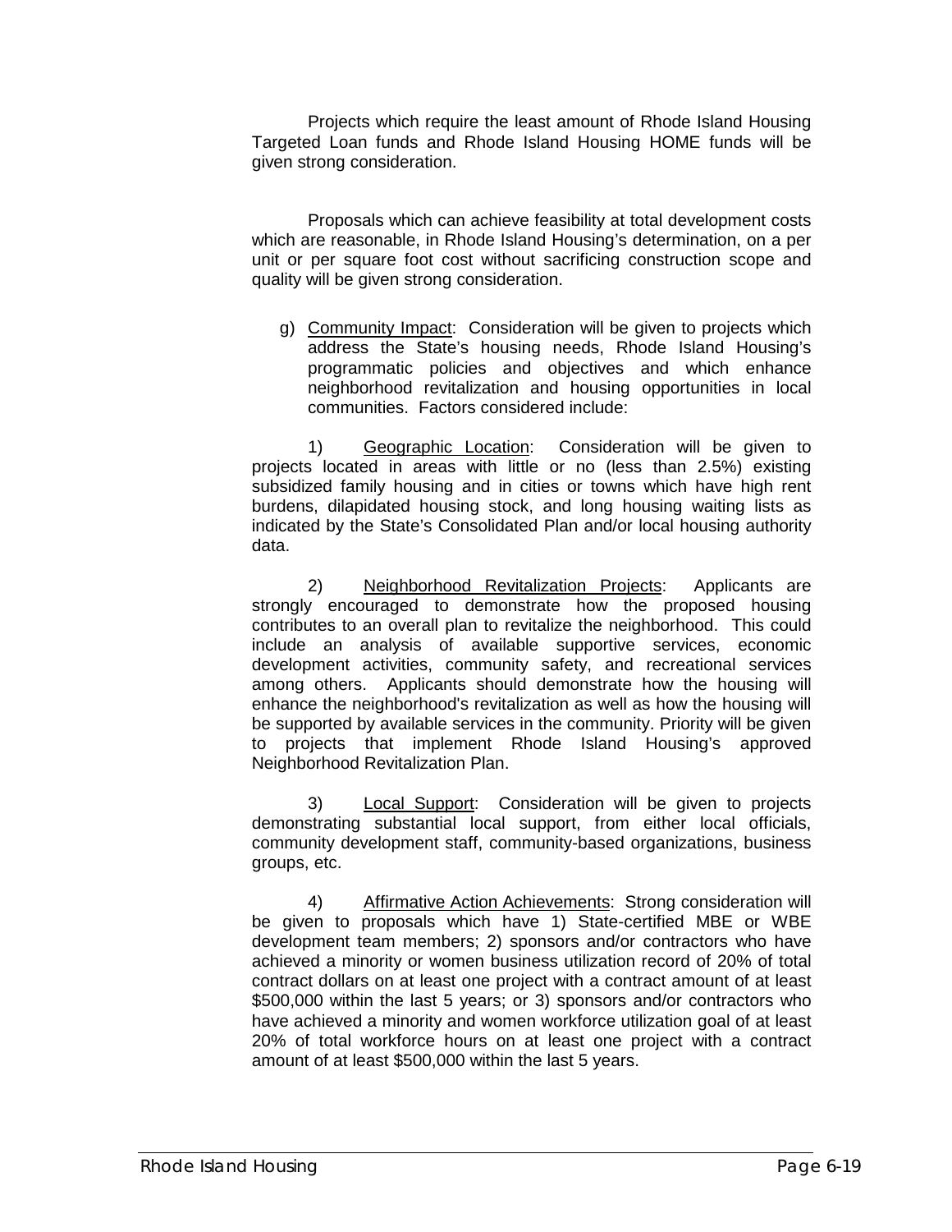Projects which require the least amount of Rhode Island Housing Targeted Loan funds and Rhode Island Housing HOME funds will be given strong consideration.

Proposals which can achieve feasibility at total development costs which are reasonable, in Rhode Island Housing's determination, on a per unit or per square foot cost without sacrificing construction scope and quality will be given strong consideration.

g) Community Impact: Consideration will be given to projects which address the State's housing needs, Rhode Island Housing's programmatic policies and objectives and which enhance neighborhood revitalization and housing opportunities in local communities. Factors considered include:

1) Geographic Location: Consideration will be given to projects located in areas with little or no (less than 2.5%) existing subsidized family housing and in cities or towns which have high rent burdens, dilapidated housing stock, and long housing waiting lists as indicated by the State's Consolidated Plan and/or local housing authority data.

2) Neighborhood Revitalization Projects: Applicants are strongly encouraged to demonstrate how the proposed housing contributes to an overall plan to revitalize the neighborhood. This could include an analysis of available supportive services, economic development activities, community safety, and recreational services among others. Applicants should demonstrate how the housing will enhance the neighborhood's revitalization as well as how the housing will be supported by available services in the community. Priority will be given to projects that implement Rhode Island Housing's approved Neighborhood Revitalization Plan.

3) Local Support: Consideration will be given to projects demonstrating substantial local support, from either local officials, community development staff, community-based organizations, business groups, etc.

4) Affirmative Action Achievements: Strong consideration will be given to proposals which have 1) State-certified MBE or WBE development team members; 2) sponsors and/or contractors who have achieved a minority or women business utilization record of 20% of total contract dollars on at least one project with a contract amount of at least $500,000 within the last 5 years; or 3) sponsors and/or contractors who have achieved a minority and women workforce utilization goal of at least 20% of total workforce hours on at least one project with a contract amount of at least $500,000 within the last 5 years.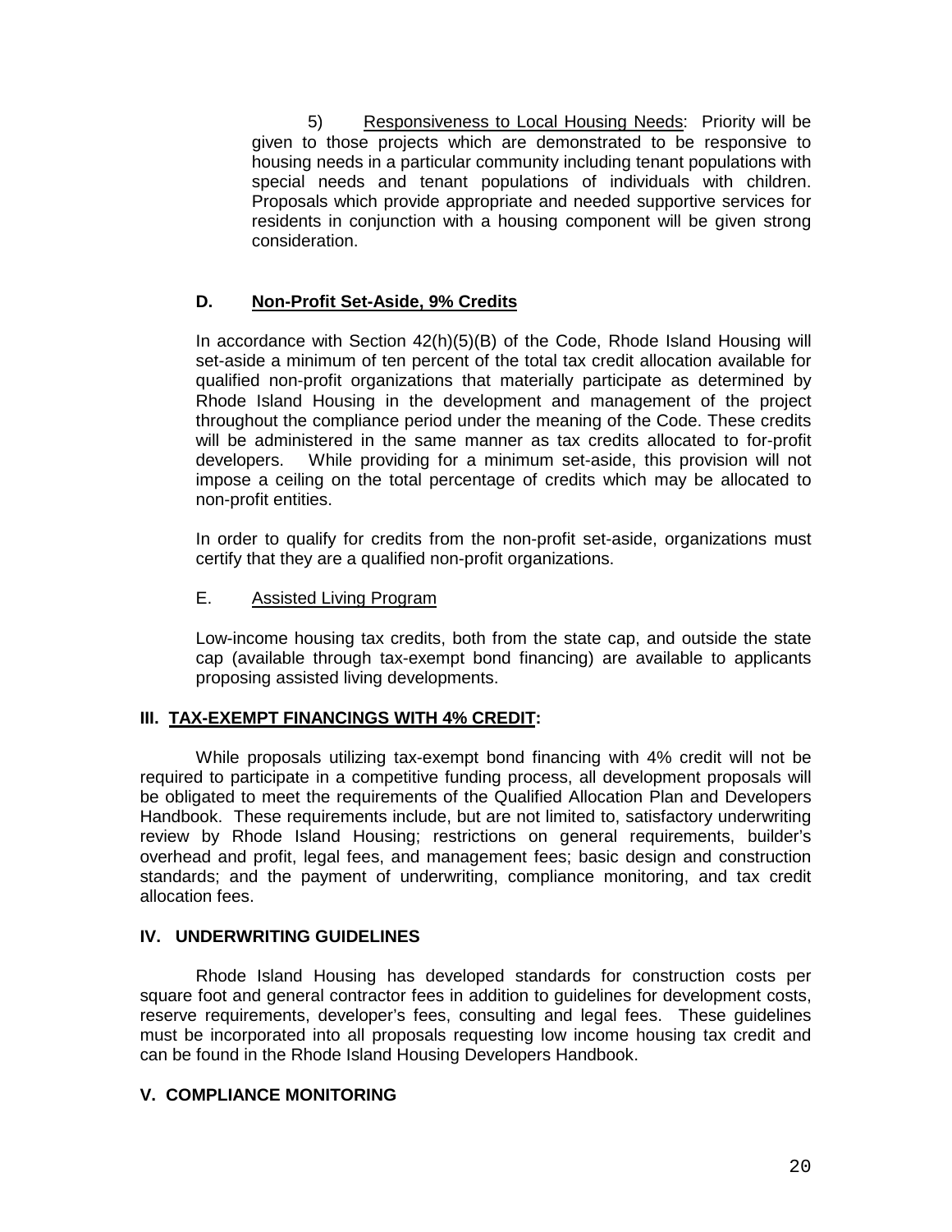5) Responsiveness to Local Housing Needs: Priority will be given to those projects which are demonstrated to be responsive to housing needs in a particular community including tenant populations with special needs and tenant populations of individuals with children. Proposals which provide appropriate and needed supportive services for residents in conjunction with a housing component will be given strong consideration.

### D. Non-Profit Set-Aside, 9% Credits

In accordance with Section 42(h)(5)(B) of the Code, Rhode Island Housing will set-aside a minimum of ten percent of the total tax credit allocation available for qualified non-profit organizations that materially participate as determined by Rhode Island Housing in the development and management of the project throughout the compliance period under the meaning of the Code. These credits will be administered in the same manner as tax credits allocated to for-profit developers. While providing for a minimum set-aside, this provision will not impose a ceiling on the total percentage of credits which may be allocated to non-profit entities.

In order to qualify for credits from the non-profit set-aside, organizations must certify that they are a qualified non-profit organizations.

### E. Assisted Living Program

Low-income housing tax credits, both from the state cap, and outside the state cap (available through tax-exempt bond financing) are available to applicants proposing assisted living developments.

## III. TAX-EXEMPT FINANCINGS WITH 4% CREDIT:

While proposals utilizing tax-exempt bond financing with 4% credit will not be required to participate in a competitive funding process, all development proposals will be obligated to meet the requirements of the Qualified Allocation Plan and Developers Handbook. These requirements include, but are not limited to, satisfactory underwriting review by Rhode Island Housing; restrictions on general requirements, builder's overhead and profit, legal fees, and management fees; basic design and construction standards; and the payment of underwriting, compliance monitoring, and tax credit allocation fees.

## IV. UNDERWRITING GUIDELINES

Rhode Island Housing has developed standards for construction costs per square foot and general contractor fees in addition to guidelines for development costs, reserve requirements, developer's fees, consulting and legal fees. These guidelines must be incorporated into all proposals requesting low income housing tax credit and can be found in the Rhode Island Housing Developers Handbook.

## V. COMPLIANCE MONITORING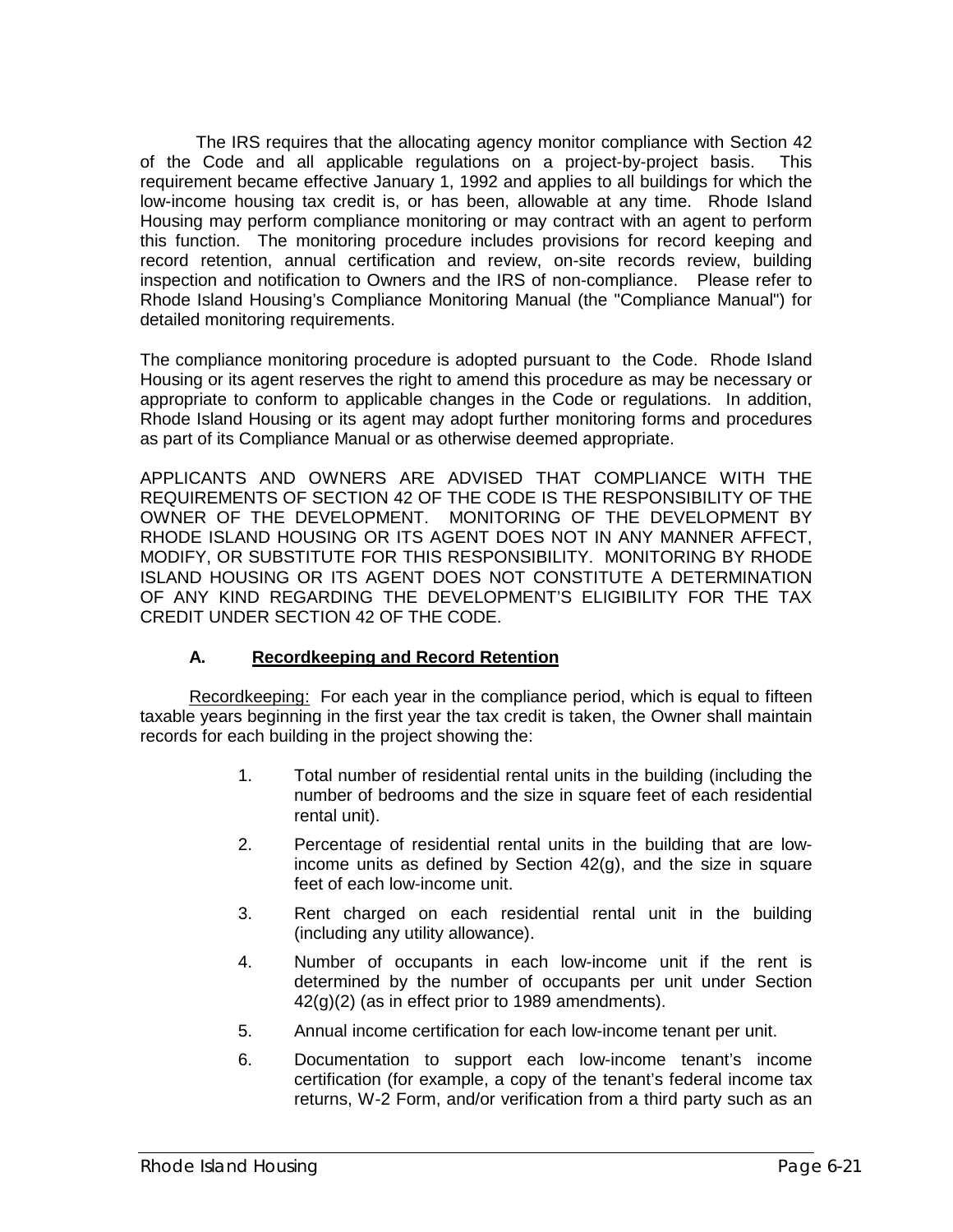The IRS requires that the allocating agency monitor compliance with Section 42 of the Code and all applicable regulations on a project-by-project basis. This requirement became effective January 1, 1992 and applies to all buildings for which the low-income housing tax credit is, or has been, allowable at any time. Rhode Island Housing may perform compliance monitoring or may contract with an agent to perform this function. The monitoring procedure includes provisions for record keeping and record retention, annual certification and review, on-site records review, building inspection and notification to Owners and the IRS of non-compliance. Please refer to Rhode Island Housing's Compliance Monitoring Manual (the "Compliance Manual") for detailed monitoring requirements.

The compliance monitoring procedure is adopted pursuant to the Code. Rhode Island Housing or its agent reserves the right to amend this procedure as may be necessary or appropriate to conform to applicable changes in the Code or regulations. In addition, Rhode Island Housing or its agent may adopt further monitoring forms and procedures as part of its Compliance Manual or as otherwise deemed appropriate.

APPLICANTS AND OWNERS ARE ADVISED THAT COMPLIANCE WITH THE REQUIREMENTS OF SECTION 42 OF THE CODE IS THE RESPONSIBILITY OF THE OWNER OF THE DEVELOPMENT. MONITORING OF THE DEVELOPMENT BY RHODE ISLAND HOUSING OR ITS AGENT DOES NOT IN ANY MANNER AFFECT, MODIFY, OR SUBSTITUTE FOR THIS RESPONSIBILITY. MONITORING BY RHODE ISLAND HOUSING OR ITS AGENT DOES NOT CONSTITUTE A DETERMINATION OF ANY KIND REGARDING THE DEVELOPMENT'S ELIGIBILITY FOR THE TAX CREDIT UNDER SECTION 42 OF THE CODE.

### A. Recordkeeping and Record Retention

Recordkeeping: For each year in the compliance period, which is equal to fifteen taxable years beginning in the first year the tax credit is taken, the Owner shall maintain records for each building in the project showing the:

1. Total number of residential rental units in the building (including the number of bedrooms and the size in square feet of each residential rental unit).
2. Percentage of residential rental units in the building that are low-income units as defined by Section 42(g), and the size in square feet of each low-income unit.
3. Rent charged on each residential rental unit in the building (including any utility allowance).
4. Number of occupants in each low-income unit if the rent is determined by the number of occupants per unit under Section 42(g)(2) (as in effect prior to 1989 amendments).
5. Annual income certification for each low-income tenant per unit.
6. Documentation to support each low-income tenant's income certification (for example, a copy of the tenant's federal income tax returns, W-2 Form, and/or verification from a third party such as an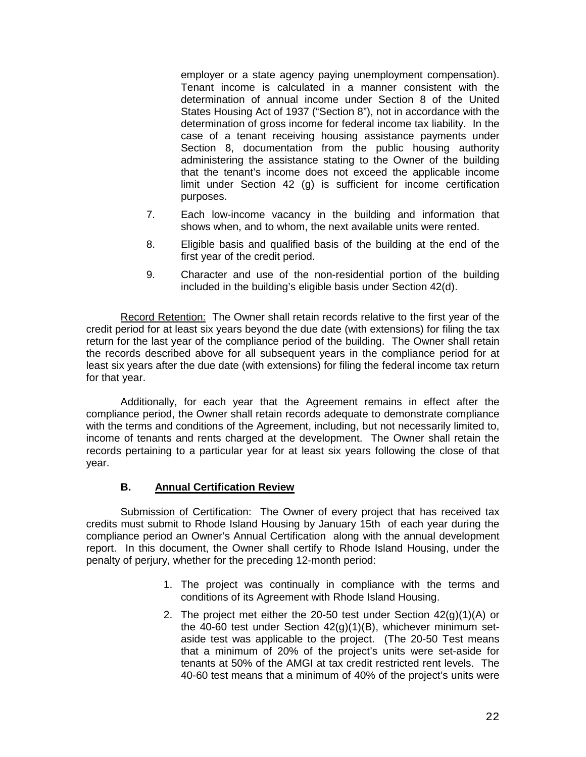employer or a state agency paying unemployment compensation). Tenant income is calculated in a manner consistent with the determination of annual income under Section 8 of the United States Housing Act of 1937 ("Section 8"), not in accordance with the determination of gross income for federal income tax liability. In the case of a tenant receiving housing assistance payments under Section 8, documentation from the public housing authority administering the assistance stating to the Owner of the building that the tenant's income does not exceed the applicable income limit under Section 42 (g) is sufficient for income certification purposes.

7. Each low-income vacancy in the building and information that shows when, and to whom, the next available units were rented.

8. Eligible basis and qualified basis of the building at the end of the first year of the credit period.

9. Character and use of the non-residential portion of the building included in the building's eligible basis under Section 42(d).

Record Retention: The Owner shall retain records relative to the first year of the credit period for at least six years beyond the due date (with extensions) for filing the tax return for the last year of the compliance period of the building. The Owner shall retain the records described above for all subsequent years in the compliance period for at least six years after the due date (with extensions) for filing the federal income tax return for that year.

Additionally, for each year that the Agreement remains in effect after the compliance period, the Owner shall retain records adequate to demonstrate compliance with the terms and conditions of the Agreement, including, but not necessarily limited to, income of tenants and rents charged at the development. The Owner shall retain the records pertaining to a particular year for at least six years following the close of that year.

### B. Annual Certification Review

Submission of Certification: The Owner of every project that has received tax credits must submit to Rhode Island Housing by January 15th of each year during the compliance period an Owner's Annual Certification along with the annual development report. In this document, the Owner shall certify to Rhode Island Housing, under the penalty of perjury, whether for the preceding 12-month period:

1. The project was continually in compliance with the terms and conditions of its Agreement with Rhode Island Housing.

2. The project met either the 20-50 test under Section 42(g)(1)(A) or the 40-60 test under Section 42(g)(1)(B), whichever minimum set-aside test was applicable to the project. (The 20-50 Test means that a minimum of 20% of the project's units were set-aside for tenants at 50% of the AMGI at tax credit restricted rent levels. The 40-60 test means that a minimum of 40% of the project's units were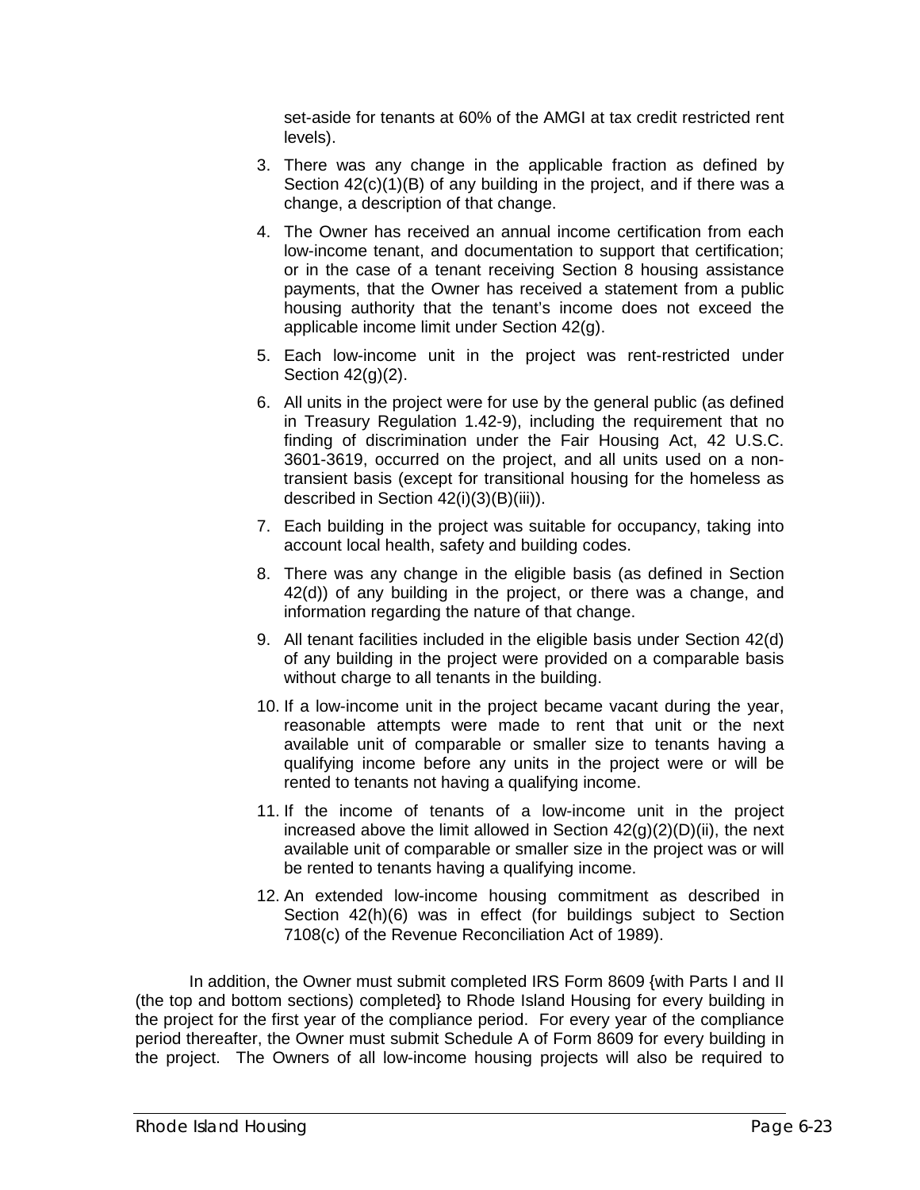set-aside for tenants at 60% of the AMGI at tax credit restricted rent levels).

3. There was any change in the applicable fraction as defined by Section 42(c)(1)(B) of any building in the project, and if there was a change, a description of that change.

4. The Owner has received an annual income certification from each low-income tenant, and documentation to support that certification; or in the case of a tenant receiving Section 8 housing assistance payments, that the Owner has received a statement from a public housing authority that the tenant's income does not exceed the applicable income limit under Section 42(g).

5. Each low-income unit in the project was rent-restricted under Section 42(g)(2).

6. All units in the project were for use by the general public (as defined in Treasury Regulation 1.42-9), including the requirement that no finding of discrimination under the Fair Housing Act, 42 U.S.C. 3601-3619, occurred on the project, and all units used on a non-transient basis (except for transitional housing for the homeless as described in Section 42(i)(3)(B)(iii)).

7. Each building in the project was suitable for occupancy, taking into account local health, safety and building codes.

8. There was any change in the eligible basis (as defined in Section 42(d)) of any building in the project, or there was a change, and information regarding the nature of that change.

9. All tenant facilities included in the eligible basis under Section 42(d) of any building in the project were provided on a comparable basis without charge to all tenants in the building.

10. If a low-income unit in the project became vacant during the year, reasonable attempts were made to rent that unit or the next available unit of comparable or smaller size to tenants having a qualifying income before any units in the project were or will be rented to tenants not having a qualifying income.

11. If the income of tenants of a low-income unit in the project increased above the limit allowed in Section 42(g)(2)(D)(ii), the next available unit of comparable or smaller size in the project was or will be rented to tenants having a qualifying income.

12. An extended low-income housing commitment as described in Section 42(h)(6) was in effect (for buildings subject to Section 7108(c) of the Revenue Reconciliation Act of 1989).

In addition, the Owner must submit completed IRS Form 8609 {with Parts I and II (the top and bottom sections) completed} to Rhode Island Housing for every building in the project for the first year of the compliance period. For every year of the compliance period thereafter, the Owner must submit Schedule A of Form 8609 for every building in the project. The Owners of all low-income housing projects will also be required to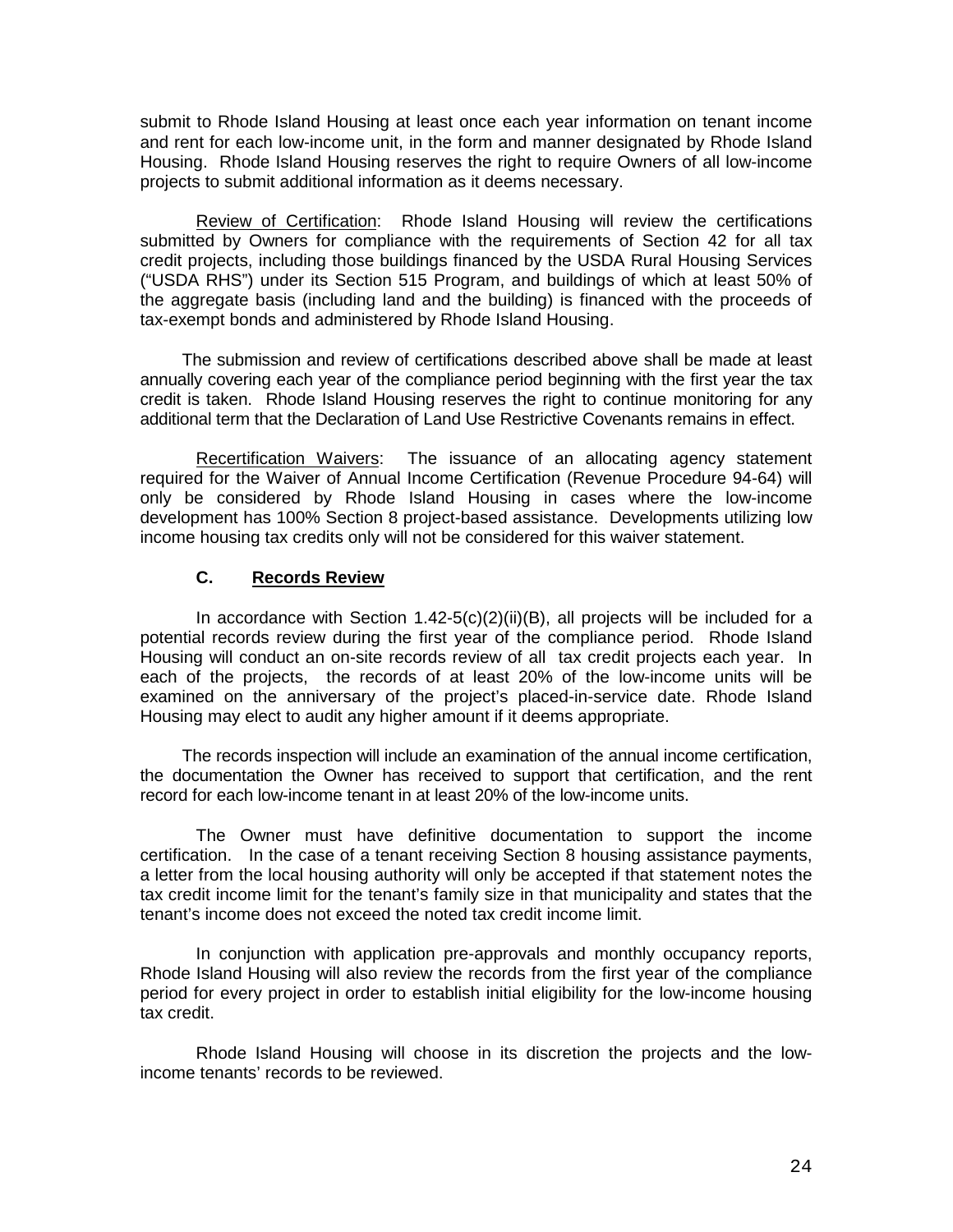submit to Rhode Island Housing at least once each year information on tenant income and rent for each low-income unit, in the form and manner designated by Rhode Island Housing. Rhode Island Housing reserves the right to require Owners of all low-income projects to submit additional information as it deems necessary.

Review of Certification: Rhode Island Housing will review the certifications submitted by Owners for compliance with the requirements of Section 42 for all tax credit projects, including those buildings financed by the USDA Rural Housing Services ("USDA RHS") under its Section 515 Program, and buildings of which at least 50% of the aggregate basis (including land and the building) is financed with the proceeds of tax-exempt bonds and administered by Rhode Island Housing.

The submission and review of certifications described above shall be made at least annually covering each year of the compliance period beginning with the first year the tax credit is taken. Rhode Island Housing reserves the right to continue monitoring for any additional term that the Declaration of Land Use Restrictive Covenants remains in effect.

Recertification Waivers: The issuance of an allocating agency statement required for the Waiver of Annual Income Certification (Revenue Procedure 94-64) will only be considered by Rhode Island Housing in cases where the low-income development has 100% Section 8 project-based assistance. Developments utilizing low income housing tax credits only will not be considered for this waiver statement.

### C. Records Review

In accordance with Section 1.42-5(c)(2)(ii)(B), all projects will be included for a potential records review during the first year of the compliance period. Rhode Island Housing will conduct an on-site records review of all tax credit projects each year. In each of the projects, the records of at least 20% of the low-income units will be examined on the anniversary of the project's placed-in-service date. Rhode Island Housing may elect to audit any higher amount if it deems appropriate.

The records inspection will include an examination of the annual income certification, the documentation the Owner has received to support that certification, and the rent record for each low-income tenant in at least 20% of the low-income units.

The Owner must have definitive documentation to support the income certification. In the case of a tenant receiving Section 8 housing assistance payments, a letter from the local housing authority will only be accepted if that statement notes the tax credit income limit for the tenant's family size in that municipality and states that the tenant's income does not exceed the noted tax credit income limit.

In conjunction with application pre-approvals and monthly occupancy reports, Rhode Island Housing will also review the records from the first year of the compliance period for every project in order to establish initial eligibility for the low-income housing tax credit.

Rhode Island Housing will choose in its discretion the projects and the low-income tenants' records to be reviewed.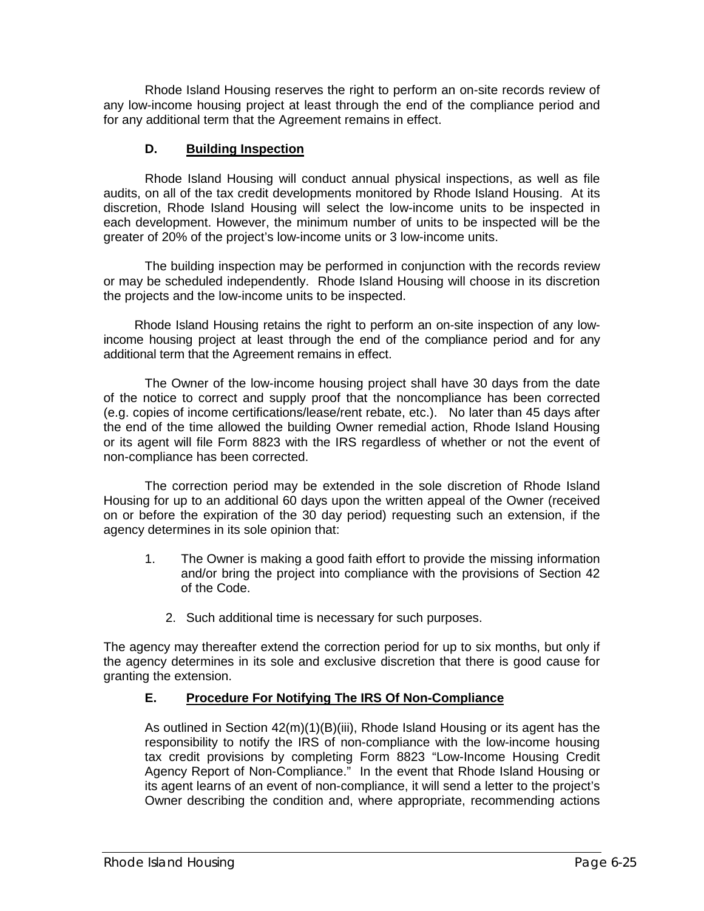Rhode Island Housing reserves the right to perform an on-site records review of any low-income housing project at least through the end of the compliance period and for any additional term that the Agreement remains in effect.

### D. Building Inspection

Rhode Island Housing will conduct annual physical inspections, as well as file audits, on all of the tax credit developments monitored by Rhode Island Housing. At its discretion, Rhode Island Housing will select the low-income units to be inspected in each development. However, the minimum number of units to be inspected will be the greater of 20% of the project's low-income units or 3 low-income units.

The building inspection may be performed in conjunction with the records review or may be scheduled independently. Rhode Island Housing will choose in its discretion the projects and the low-income units to be inspected.

Rhode Island Housing retains the right to perform an on-site inspection of any low-income housing project at least through the end of the compliance period and for any additional term that the Agreement remains in effect.

The Owner of the low-income housing project shall have 30 days from the date of the notice to correct and supply proof that the noncompliance has been corrected (e.g. copies of income certifications/lease/rent rebate, etc.). No later than 45 days after the end of the time allowed the building Owner remedial action, Rhode Island Housing or its agent will file Form 8823 with the IRS regardless of whether or not the event of non-compliance has been corrected.

The correction period may be extended in the sole discretion of Rhode Island Housing for up to an additional 60 days upon the written appeal of the Owner (received on or before the expiration of the 30 day period) requesting such an extension, if the agency determines in its sole opinion that:

1. The Owner is making a good faith effort to provide the missing information and/or bring the project into compliance with the provisions of Section 42 of the Code.
2. Such additional time is necessary for such purposes.

The agency may thereafter extend the correction period for up to six months, but only if the agency determines in its sole and exclusive discretion that there is good cause for granting the extension.

### E. Procedure For Notifying The IRS Of Non-Compliance

As outlined in Section 42(m)(1)(B)(iii), Rhode Island Housing or its agent has the responsibility to notify the IRS of non-compliance with the low-income housing tax credit provisions by completing Form 8823 "Low-Income Housing Credit Agency Report of Non-Compliance." In the event that Rhode Island Housing or its agent learns of an event of non-compliance, it will send a letter to the project's Owner describing the condition and, where appropriate, recommending actions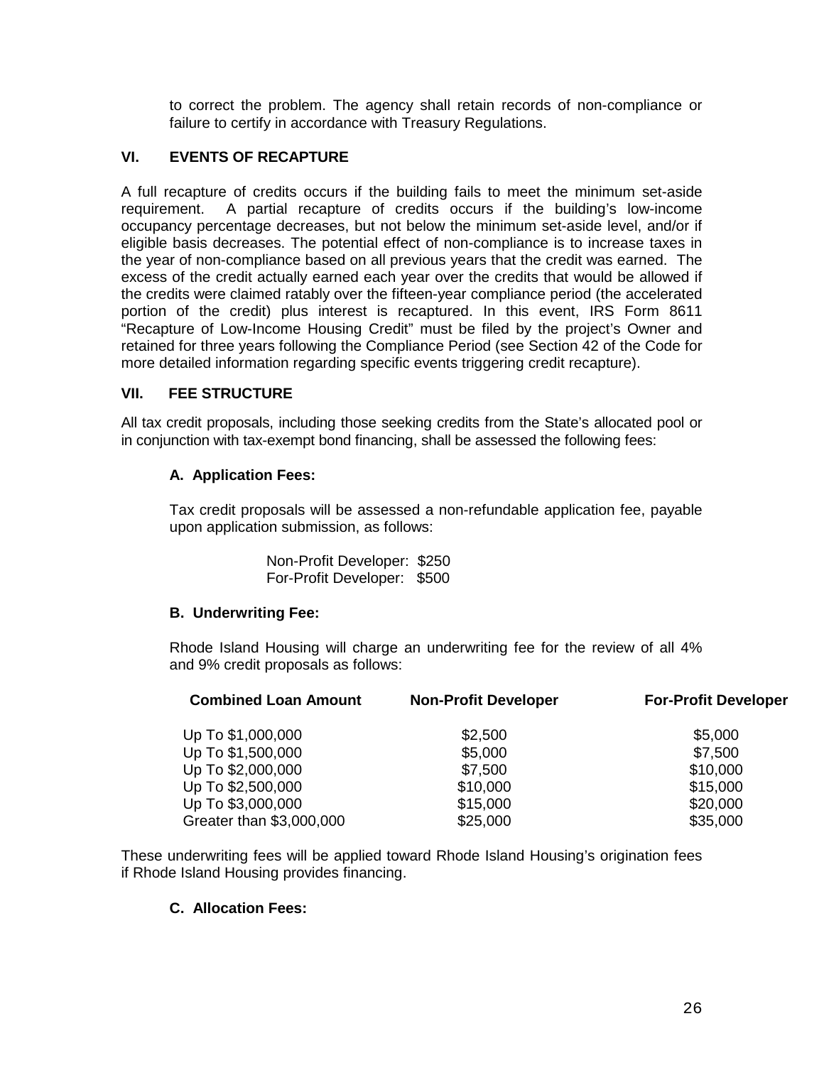to correct the problem. The agency shall retain records of non-compliance or failure to certify in accordance with Treasury Regulations.

## VI. EVENTS OF RECAPTURE

A full recapture of credits occurs if the building fails to meet the minimum set-aside requirement. A partial recapture of credits occurs if the building's low-income occupancy percentage decreases, but not below the minimum set-aside level, and/or if eligible basis decreases. The potential effect of non-compliance is to increase taxes in the year of non-compliance based on all previous years that the credit was earned. The excess of the credit actually earned each year over the credits that would be allowed if the credits were claimed ratably over the fifteen-year compliance period (the accelerated portion of the credit) plus interest is recaptured. In this event, IRS Form 8611 "Recapture of Low-Income Housing Credit" must be filed by the project's Owner and retained for three years following the Compliance Period (see Section 42 of the Code for more detailed information regarding specific events triggering credit recapture).

## VII. FEE STRUCTURE

All tax credit proposals, including those seeking credits from the State's allocated pool or in conjunction with tax-exempt bond financing, shall be assessed the following fees:

### A. Application Fees:

Tax credit proposals will be assessed a non-refundable application fee, payable upon application submission, as follows:

Non-Profit Developer: $250
For-Profit Developer: $500

### B. Underwriting Fee:

Rhode Island Housing will charge an underwriting fee for the review of all 4% and 9% credit proposals as follows:

| Combined Loan Amount | Non-Profit Developer | For-Profit Developer |
|---|---|---|
| Up To $1,000,000 | $2,500 | $5,000 |
| Up To $1,500,000 | $5,000 | $7,500 |
| Up To $2,000,000 | $7,500 | $10,000 |
| Up To $2,500,000 | $10,000 | $15,000 |
| Up To $3,000,000 | $15,000 | $20,000 |
| Greater than $3,000,000 | $25,000 | $35,000 |

These underwriting fees will be applied toward Rhode Island Housing's origination fees if Rhode Island Housing provides financing.

### C. Allocation Fees: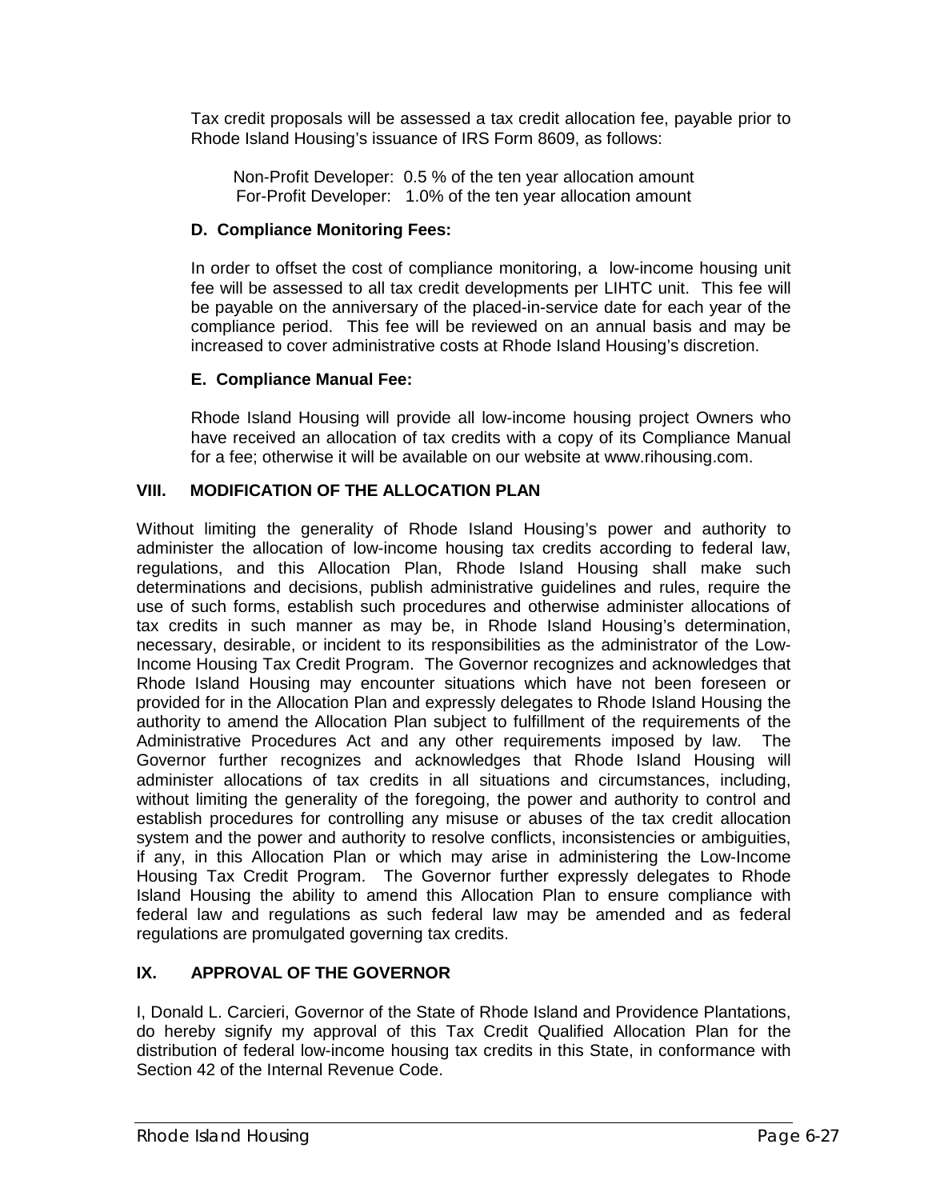Tax credit proposals will be assessed a tax credit allocation fee, payable prior to Rhode Island Housing's issuance of IRS Form 8609, as follows:

Non-Profit Developer: 0.5 % of the ten year allocation amount
For-Profit Developer: 1.0% of the ten year allocation amount

**D. Compliance Monitoring Fees:**

In order to offset the cost of compliance monitoring, a low-income housing unit fee will be assessed to all tax credit developments per LIHTC unit. This fee will be payable on the anniversary of the placed-in-service date for each year of the compliance period. This fee will be reviewed on an annual basis and may be increased to cover administrative costs at Rhode Island Housing's discretion.

**E. Compliance Manual Fee:**

Rhode Island Housing will provide all low-income housing project Owners who have received an allocation of tax credits with a copy of its Compliance Manual for a fee; otherwise it will be available on our website at www.rihousing.com.

## VIII. MODIFICATION OF THE ALLOCATION PLAN

Without limiting the generality of Rhode Island Housing's power and authority to administer the allocation of low-income housing tax credits according to federal law, regulations, and this Allocation Plan, Rhode Island Housing shall make such determinations and decisions, publish administrative guidelines and rules, require the use of such forms, establish such procedures and otherwise administer allocations of tax credits in such manner as may be, in Rhode Island Housing's determination, necessary, desirable, or incident to its responsibilities as the administrator of the Low-Income Housing Tax Credit Program. The Governor recognizes and acknowledges that Rhode Island Housing may encounter situations which have not been foreseen or provided for in the Allocation Plan and expressly delegates to Rhode Island Housing the authority to amend the Allocation Plan subject to fulfillment of the requirements of the Administrative Procedures Act and any other requirements imposed by law. The Governor further recognizes and acknowledges that Rhode Island Housing will administer allocations of tax credits in all situations and circumstances, including, without limiting the generality of the foregoing, the power and authority to control and establish procedures for controlling any misuse or abuses of the tax credit allocation system and the power and authority to resolve conflicts, inconsistencies or ambiguities, if any, in this Allocation Plan or which may arise in administering the Low-Income Housing Tax Credit Program. The Governor further expressly delegates to Rhode Island Housing the ability to amend this Allocation Plan to ensure compliance with federal law and regulations as such federal law may be amended and as federal regulations are promulgated governing tax credits.

## IX. APPROVAL OF THE GOVERNOR

I, Donald L. Carcieri, Governor of the State of Rhode Island and Providence Plantations, do hereby signify my approval of this Tax Credit Qualified Allocation Plan for the distribution of federal low-income housing tax credits in this State, in conformance with Section 42 of the Internal Revenue Code.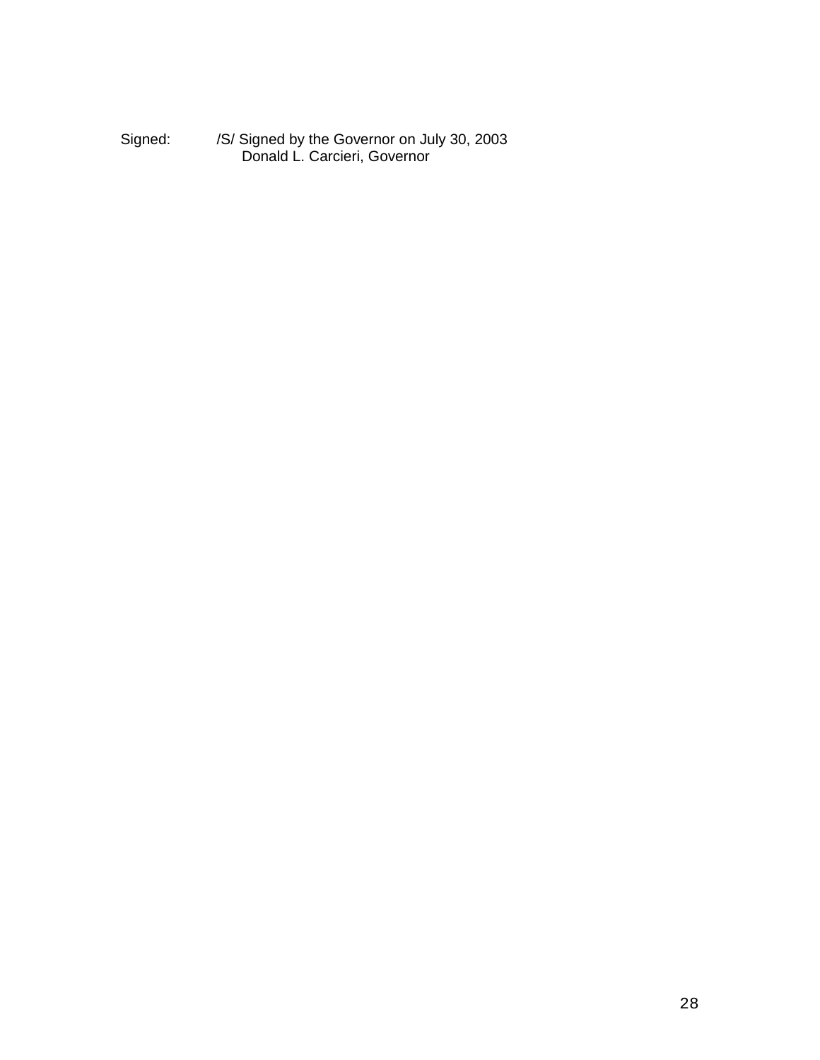Signed: /S/ Signed by the Governor on July 30, 2003
Donald L. Carcieri, Governor